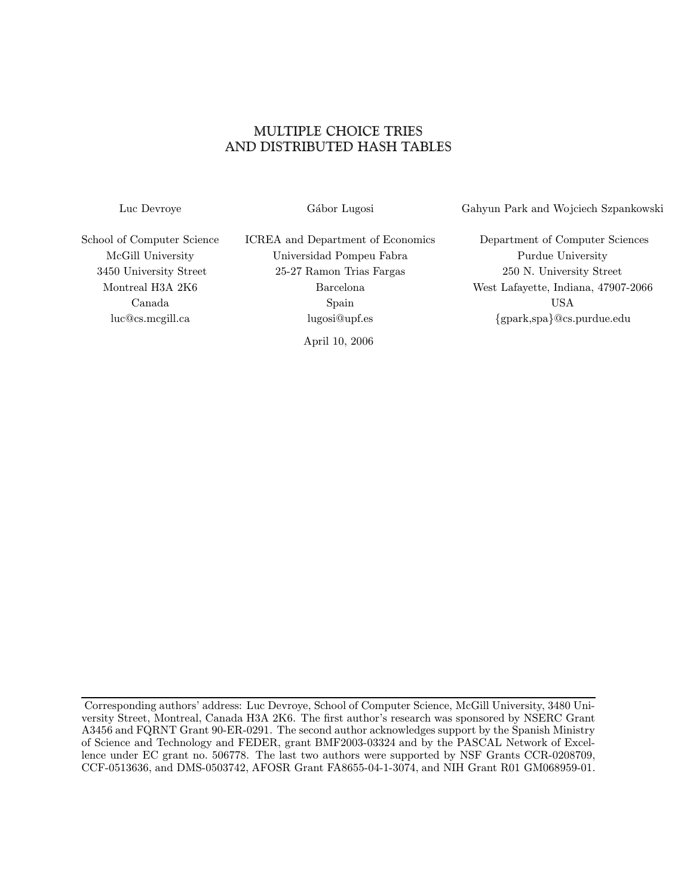# MULTIPLE CHOICE TRIES AND DISTRIBUTED HASH TABLES

Luc Devroye

School of Computer Science
McGill University
3450 University Street
Montreal H3A 2K6
Canada
luc@cs.mcgill.ca

Gábor Lugosi

ICREA and Department of Economics
Universidad Pompeu Fabra
25-27 Ramon Trias Fargas
Barcelona
Spain
lugosi@upf.es

Gahyun Park and Wojciech Szpankowski

Department of Computer Sciences
Purdue University
250 N. University Street
West Lafayette, Indiana, 47907-2066
USA
{gpark,spa}@cs.purdue.edu

April 10, 2006

---

Corresponding authors' address: Luc Devroye, School of Computer Science, McGill University, 3480 University Street, Montreal, Canada H3A 2K6. The first author's research was sponsored by NSERC Grant A3456 and FQRNT Grant 90-ER-0291. The second author acknowledges support by the Spanish Ministry of Science and Technology and FEDER, grant BMF2003-03324 and by the PASCAL Network of Excellence under EC grant no. 506778. The last two authors were supported by NSF Grants CCR-0208709, CCF-0513636, and DMS-0503742, AFOSR Grant FA8655-04-1-3074, and NIH Grant R01 GM068959-01.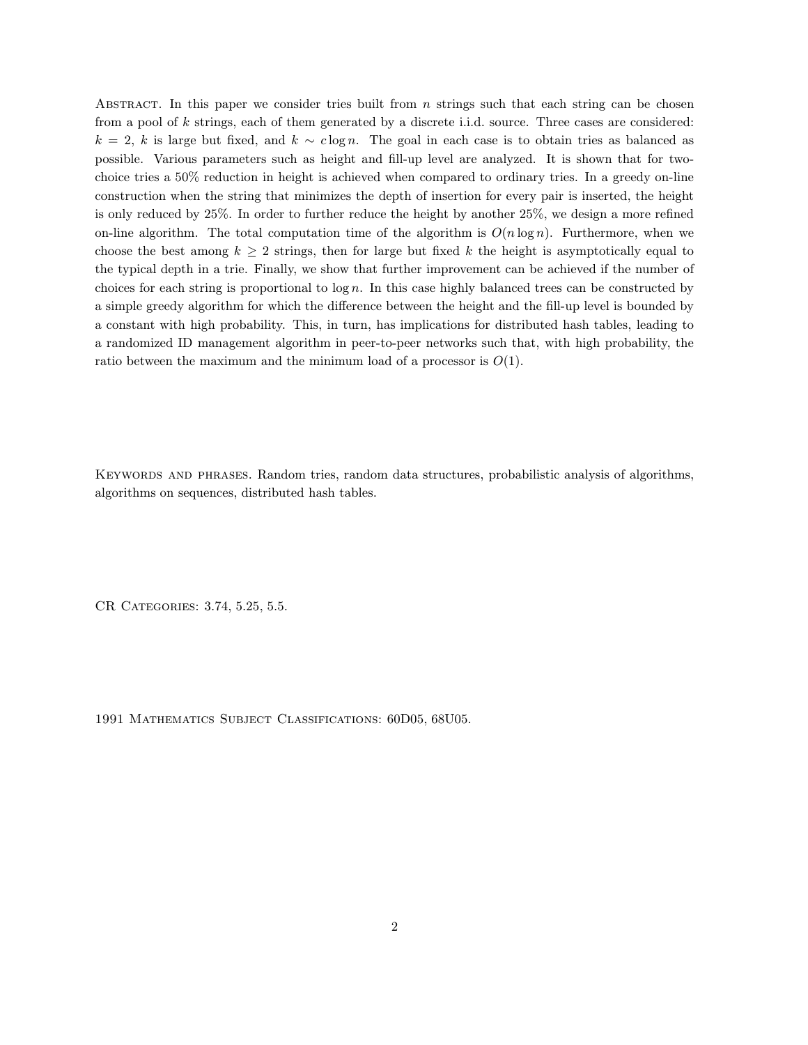Abstract. In this paper we consider tries built from $n$ strings such that each string can be chosen from a pool of $k$ strings, each of them generated by a discrete i.i.d. source. Three cases are considered: $k = 2$, $k$ is large but fixed, and $k \sim c \log n$. The goal in each case is to obtain tries as balanced as possible. Various parameters such as height and fill-up level are analyzed. It is shown that for two-choice tries a 50% reduction in height is achieved when compared to ordinary tries. In a greedy on-line construction when the string that minimizes the depth of insertion for every pair is inserted, the height is only reduced by 25%. In order to further reduce the height by another 25%, we design a more refined on-line algorithm. The total computation time of the algorithm is $O(n \log n)$. Furthermore, when we choose the best among $k \geq 2$ strings, then for large but fixed $k$ the height is asymptotically equal to the typical depth in a trie. Finally, we show that further improvement can be achieved if the number of choices for each string is proportional to $\log n$. In this case highly balanced trees can be constructed by a simple greedy algorithm for which the difference between the height and the fill-up level is bounded by a constant with high probability. This, in turn, has implications for distributed hash tables, leading to a randomized ID management algorithm in peer-to-peer networks such that, with high probability, the ratio between the maximum and the minimum load of a processor is $O(1)$.

Keywords and phrases. Random tries, random data structures, probabilistic analysis of algorithms, algorithms on sequences, distributed hash tables.

CR Categories: 3.74, 5.25, 5.5.

1991 Mathematics Subject Classifications: 60D05, 68U05.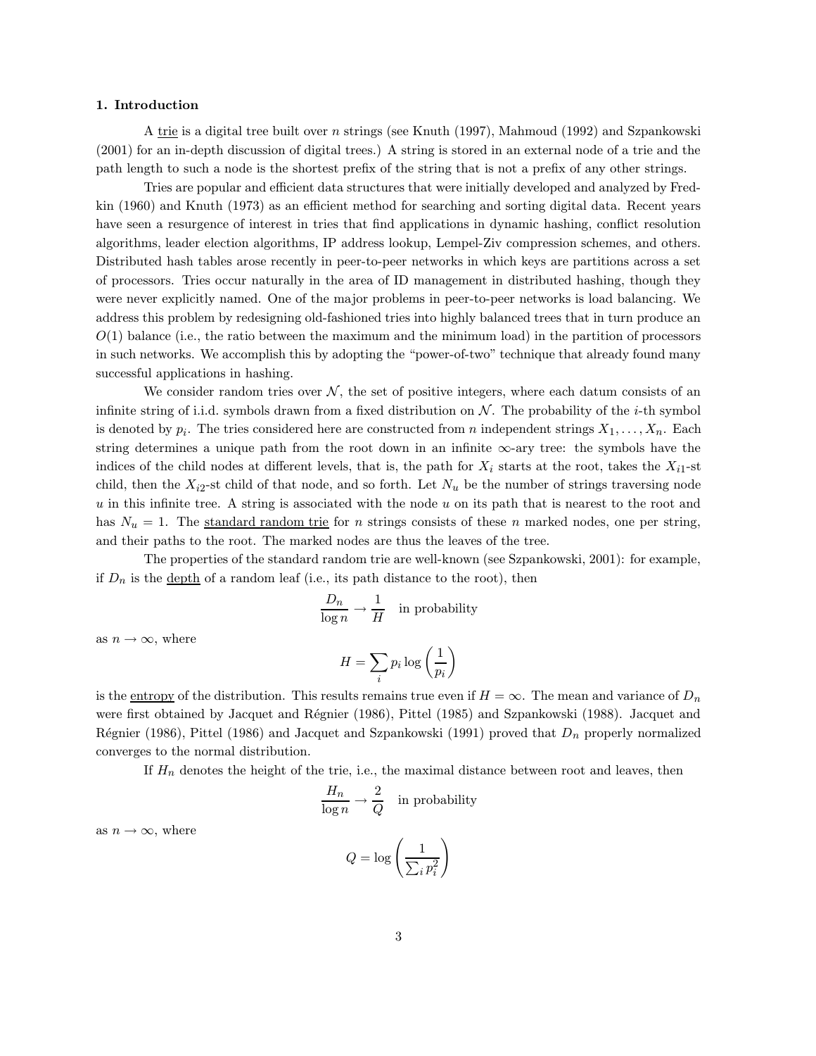## 1. Introduction

A trie is a digital tree built over $n$ strings (see Knuth (1997), Mahmoud (1992) and Szpankowski (2001) for an in-depth discussion of digital trees.) A string is stored in an external node of a trie and the path length to such a node is the shortest prefix of the string that is not a prefix of any other strings.

Tries are popular and efficient data structures that were initially developed and analyzed by Fredkin (1960) and Knuth (1973) as an efficient method for searching and sorting digital data. Recent years have seen a resurgence of interest in tries that find applications in dynamic hashing, conflict resolution algorithms, leader election algorithms, IP address lookup, Lempel-Ziv compression schemes, and others. Distributed hash tables arose recently in peer-to-peer networks in which keys are partitions across a set of processors. Tries occur naturally in the area of ID management in distributed hashing, though they were never explicitly named. One of the major problems in peer-to-peer networks is load balancing. We address this problem by redesigning old-fashioned tries into highly balanced trees that in turn produce an $O(1)$ balance (i.e., the ratio between the maximum and the minimum load) in the partition of processors in such networks. We accomplish this by adopting the "power-of-two" technique that already found many successful applications in hashing.

We consider random tries over $\mathcal{N}$, the set of positive integers, where each datum consists of an infinite string of i.i.d. symbols drawn from a fixed distribution on $\mathcal{N}$. The probability of the $i$-th symbol is denoted by $p_i$. The tries considered here are constructed from $n$ independent strings $X_1, \ldots, X_n$. Each string determines a unique path from the root down in an infinite $\infty$-ary tree: the symbols have the indices of the child nodes at different levels, that is, the path for $X_i$ starts at the root, takes the $X_{i1}$-st child, then the $X_{i2}$-st child of that node, and so forth. Let $N_u$ be the number of strings traversing node $u$ in this infinite tree. A string is associated with the node $u$ on its path that is nearest to the root and has $N_u = 1$. The standard random trie for $n$ strings consists of these $n$ marked nodes, one per string, and their paths to the root. The marked nodes are thus the leaves of the tree.

The properties of the standard random trie are well-known (see Szpankowski, 2001): for example, if $D_n$ is the depth of a random leaf (i.e., its path distance to the root), then

$$\frac{D_n}{\log n} \to \frac{1}{H} \quad \text{in probability}$$

as $n \to \infty$, where

$$H = \sum_i p_i \log \left( \frac{1}{p_i} \right)$$

is the entropy of the distribution. This results remains true even if $H = \infty$. The mean and variance of $D_n$ were first obtained by Jacquet and Régnier (1986), Pittel (1985) and Szpankowski (1988). Jacquet and Régnier (1986), Pittel (1986) and Jacquet and Szpankowski (1991) proved that $D_n$ properly normalized converges to the normal distribution.

If $H_n$ denotes the height of the trie, i.e., the maximal distance between root and leaves, then

$$\frac{H_n}{\log n} \to \frac{2}{Q} \quad \text{in probability}$$

as $n \to \infty$, where

$$Q = \log \left( \frac{1}{\sum_i p_i^2} \right)$$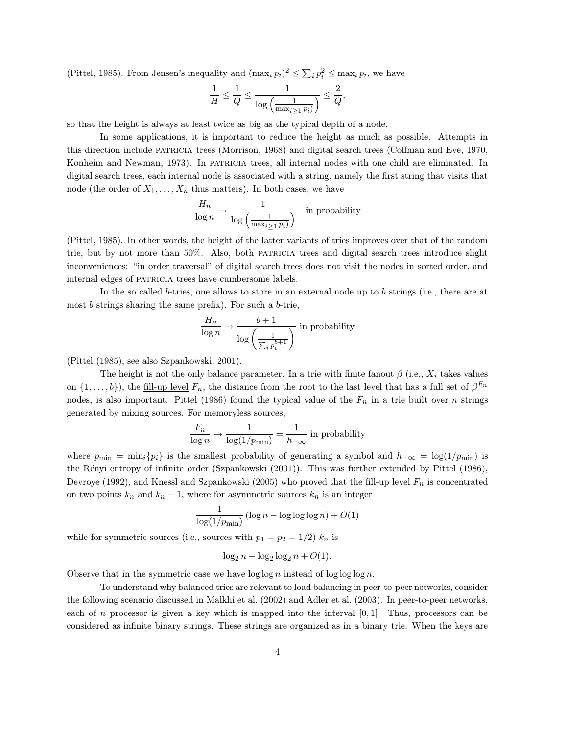(Pittel, 1985). From Jensen's inequality and $(\max_i p_i)^2 \leq \sum_i p_i^2 \leq \max_i p_i$, we have

$$\frac{1}{H} \leq \frac{1}{Q} \leq \frac{1}{\log\left(\frac{1}{\max_{i \geq 1} p_i}\right)} \leq \frac{2}{Q},$$

so that the height is always at least twice as big as the typical depth of a node.

In some applications, it is important to reduce the height as much as possible. Attempts in this direction include PATRICIA trees (Morrison, 1968) and digital search trees (Coffman and Eve, 1970, Konheim and Newman, 1973). In PATRICIA trees, all internal nodes with one child are eliminated. In digital search trees, each internal node is associated with a string, namely the first string that visits that node (the order of $X_1, \ldots, X_n$ thus matters). In both cases, we have

$$\frac{H_n}{\log n} \to \frac{1}{\log\left(\frac{1}{\max_{i \geq 1} p_i}\right)} \quad \text{in probability}$$

(Pittel, 1985). In other words, the height of the latter variants of tries improves over that of the random trie, but by not more than 50%. Also, both PATRICIA trees and digital search trees introduce slight inconveniences: "in order traversal" of digital search trees does not visit the nodes in sorted order, and internal edges of PATRICIA trees have cumbersome labels.

In the so called $b$-tries, one allows to store in an external node up to $b$ strings (i.e., there are at most $b$ strings sharing the same prefix). For such a $b$-trie,

$$\frac{H_n}{\log n} \to \frac{b+1}{\log\left(\frac{1}{\sum_i p_i^{b+1}}\right)} \text{ in probability}$$

(Pittel (1985), see also Szpankowski, 2001).

The height is not the only balance parameter. In a trie with finite fanout $\beta$ (i.e., $X_i$ takes values on $\{1, \ldots, b\}$), the fill-up level $F_n$, the distance from the root to the last level that has a full set of $\beta^{F_n}$ nodes, is also important. Pittel (1986) found the typical value of the $F_n$ in a trie built over $n$ strings generated by mixing sources. For memoryless sources,

$$\frac{F_n}{\log n} \to \frac{1}{\log(1/p_{\min})} = \frac{1}{h_{-\infty}} \text{ in probability}$$

where $p_{\min} = \min_i\{p_i\}$ is the smallest probability of generating a symbol and $h_{-\infty} = \log(1/p_{\min})$ is the Rényi entropy of infinite order (Szpankowski (2001)). This was further extended by Pittel (1986), Devroye (1992), and Knessl and Szpankowski (2005) who proved that the fill-up level $F_n$ is concentrated on two points $k_n$ and $k_n + 1$, where for asymmetric sources $k_n$ is an integer

$$\frac{1}{\log(1/p_{\min})} (\log n - \log\log\log n) + O(1)$$

while for symmetric sources (i.e., sources with $p_1 = p_2 = 1/2$) $k_n$ is

$$\log_2 n - \log_2 \log_2 n + O(1).$$

Observe that in the symmetric case we have $\log\log n$ instead of $\log\log\log n$.

To understand why balanced tries are relevant to load balancing in peer-to-peer networks, consider the following scenario discussed in Malkhi et al. (2002) and Adler et al. (2003). In peer-to-peer networks, each of $n$ processor is given a key which is mapped into the interval $[0, 1]$. Thus, processors can be considered as infinite binary strings. These strings are organized as in a binary trie. When the keys are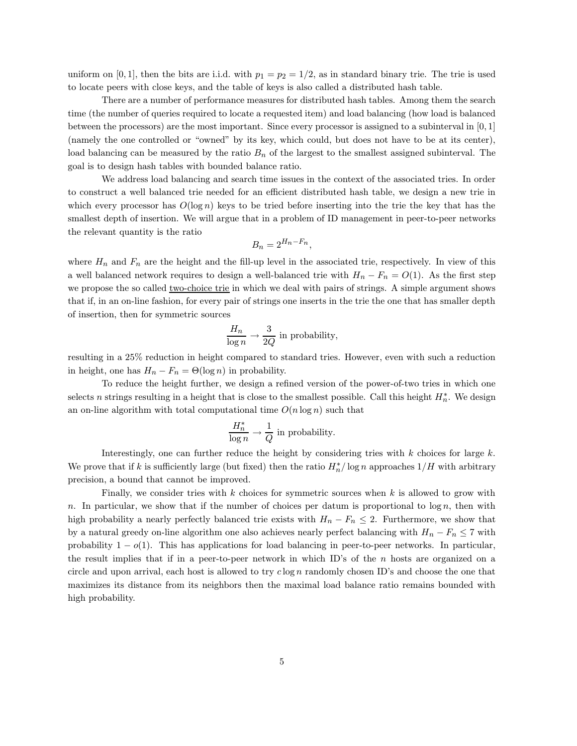uniform on $[0, 1]$, then the bits are i.i.d. with $p_1 = p_2 = 1/2$, as in standard binary trie. The trie is used to locate peers with close keys, and the table of keys is also called a distributed hash table.

There are a number of performance measures for distributed hash tables. Among them the search time (the number of queries required to locate a requested item) and load balancing (how load is balanced between the processors) are the most important. Since every processor is assigned to a subinterval in $[0, 1]$ (namely the one controlled or "owned" by its key, which could, but does not have to be at its center), load balancing can be measured by the ratio $B_n$ of the largest to the smallest assigned subinterval. The goal is to design hash tables with bounded balance ratio.

We address load balancing and search time issues in the context of the associated tries. In order to construct a well balanced trie needed for an efficient distributed hash table, we design a new trie in which every processor has $O(\log n)$ keys to be tried before inserting into the trie the key that has the smallest depth of insertion. We will argue that in a problem of ID management in peer-to-peer networks the relevant quantity is the ratio

$$B_n = 2^{H_n - F_n},$$

where $H_n$ and $F_n$ are the height and the fill-up level in the associated trie, respectively. In view of this a well balanced network requires to design a well-balanced trie with $H_n - F_n = O(1)$. As the first step we propose the so called <u>two-choice trie</u> in which we deal with pairs of strings. A simple argument shows that if, in an on-line fashion, for every pair of strings one inserts in the trie the one that has smaller depth of insertion, then for symmetric sources

$$\frac{H_n}{\log n} \to \frac{3}{2Q} \text{ in probability,}$$

resulting in a 25% reduction in height compared to standard tries. However, even with such a reduction in height, one has $H_n - F_n = \Theta(\log n)$ in probability.

To reduce the height further, we design a refined version of the power-of-two tries in which one selects $n$ strings resulting in a height that is close to the smallest possible. Call this height $H_n^*$. We design an on-line algorithm with total computational time $O(n \log n)$ such that

$$\frac{H_n^*}{\log n} \to \frac{1}{Q} \text{ in probability.}$$

Interestingly, one can further reduce the height by considering tries with $k$ choices for large $k$. We prove that if $k$ is sufficiently large (but fixed) then the ratio $H_n^*/\log n$ approaches $1/H$ with arbitrary precision, a bound that cannot be improved.

Finally, we consider tries with $k$ choices for symmetric sources when $k$ is allowed to grow with $n$. In particular, we show that if the number of choices per datum is proportional to $\log n$, then with high probability a nearly perfectly balanced trie exists with $H_n - F_n \leq 2$. Furthermore, we show that by a natural greedy on-line algorithm one also achieves nearly perfect balancing with $H_n - F_n \leq 7$ with probability $1 - o(1)$. This has applications for load balancing in peer-to-peer networks. In particular, the result implies that if in a peer-to-peer network in which ID's of the $n$ hosts are organized on a circle and upon arrival, each host is allowed to try $c \log n$ randomly chosen ID's and choose the one that maximizes its distance from its neighbors then the maximal load balance ratio remains bounded with high probability.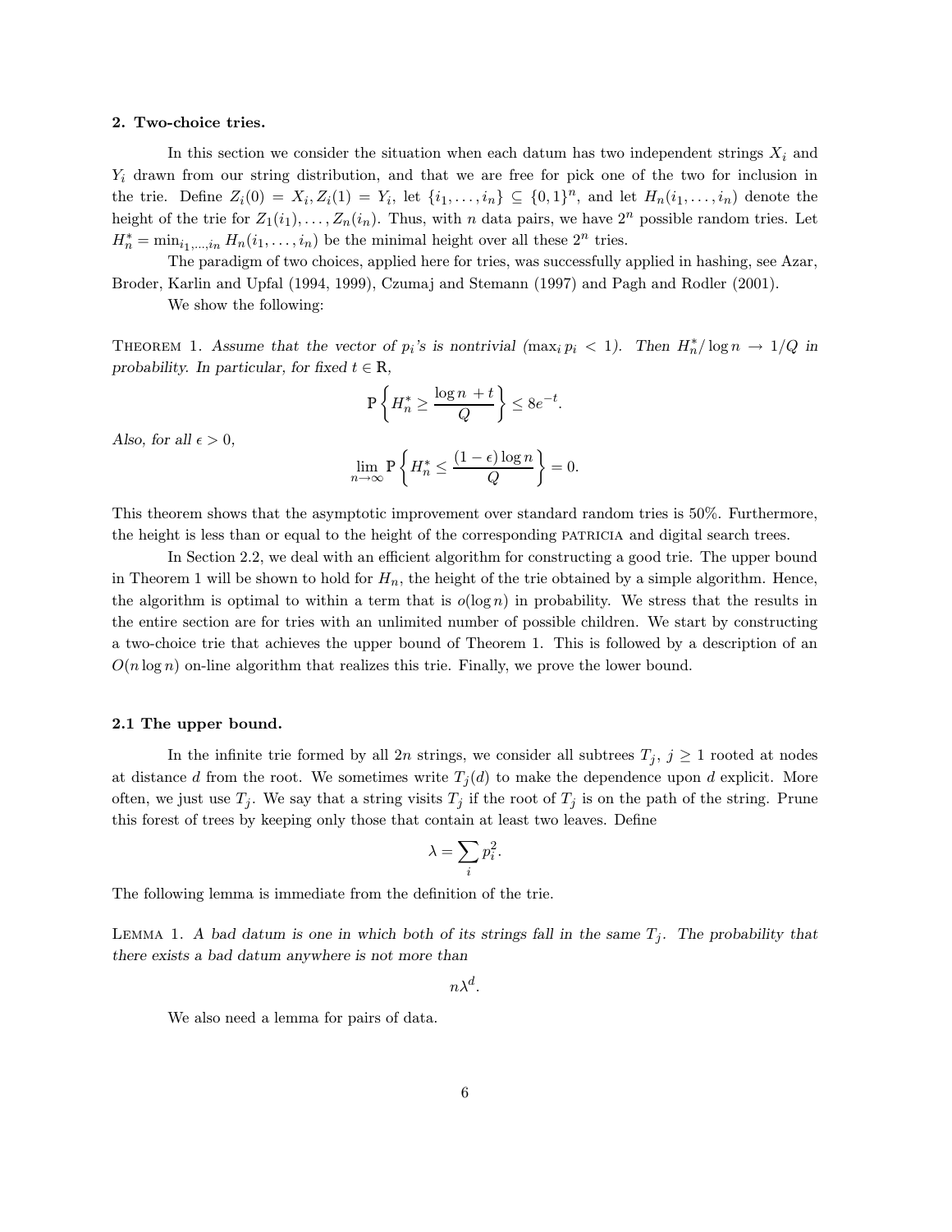## 2. Two-choice tries.

In this section we consider the situation when each datum has two independent strings $X_i$ and $Y_i$ drawn from our string distribution, and that we are free for pick one of the two for inclusion in the trie. Define $Z_i(0) = X_i, Z_i(1) = Y_i$, let $\{i_1, \ldots, i_n\} \subseteq \{0,1\}^n$, and let $H_n(i_1, \ldots, i_n)$ denote the height of the trie for $Z_1(i_1), \ldots, Z_n(i_n)$. Thus, with $n$ data pairs, we have $2^n$ possible random tries. Let $H_n^* = \min_{i_1,\ldots,i_n} H_n(i_1, \ldots, i_n)$ be the minimal height over all these $2^n$ tries.

The paradigm of two choices, applied here for tries, was successfully applied in hashing, see Azar, Broder, Karlin and Upfal (1994, 1999), Czumaj and Stemann (1997) and Pagh and Rodler (2001).

We show the following:

THEOREM 1. *Assume that the vector of $p_i$'s is nontrivial ($\max_i p_i < 1$). Then $H_n^*/\log n \to 1/Q$ in probability. In particular, for fixed $t \in \mathbb{R}$,*

$$\mathbb{P}\left\{ H_n^* \geq \frac{\log n + t}{Q} \right\} \leq 8e^{-t}.$$

*Also, for all $\epsilon > 0$,*

$$\lim_{n\to\infty} \mathbb{P}\left\{ H_n^* \leq \frac{(1-\epsilon)\log n}{Q} \right\} = 0.$$

This theorem shows that the asymptotic improvement over standard random tries is 50%. Furthermore, the height is less than or equal to the height of the corresponding PATRICIA and digital search trees.

In Section 2.2, we deal with an efficient algorithm for constructing a good trie. The upper bound in Theorem 1 will be shown to hold for $H_n$, the height of the trie obtained by a simple algorithm. Hence, the algorithm is optimal to within a term that is $o(\log n)$ in probability. We stress that the results in the entire section are for tries with an unlimited number of possible children. We start by constructing a two-choice trie that achieves the upper bound of Theorem 1. This is followed by a description of an $O(n \log n)$ on-line algorithm that realizes this trie. Finally, we prove the lower bound.

### 2.1 The upper bound.

In the infinite trie formed by all $2n$ strings, we consider all subtrees $T_j$, $j \geq 1$ rooted at nodes at distance $d$ from the root. We sometimes write $T_j(d)$ to make the dependence upon $d$ explicit. More often, we just use $T_j$. We say that a string visits $T_j$ if the root of $T_j$ is on the path of the string. Prune this forest of trees by keeping only those that contain at least two leaves. Define

$$\lambda = \sum_i p_i^2.$$

The following lemma is immediate from the definition of the trie.

LEMMA 1. *A bad datum is one in which both of its strings fall in the same $T_j$. The probability that there exists a bad datum anywhere is not more than*

$$n\lambda^d.$$

We also need a lemma for pairs of data.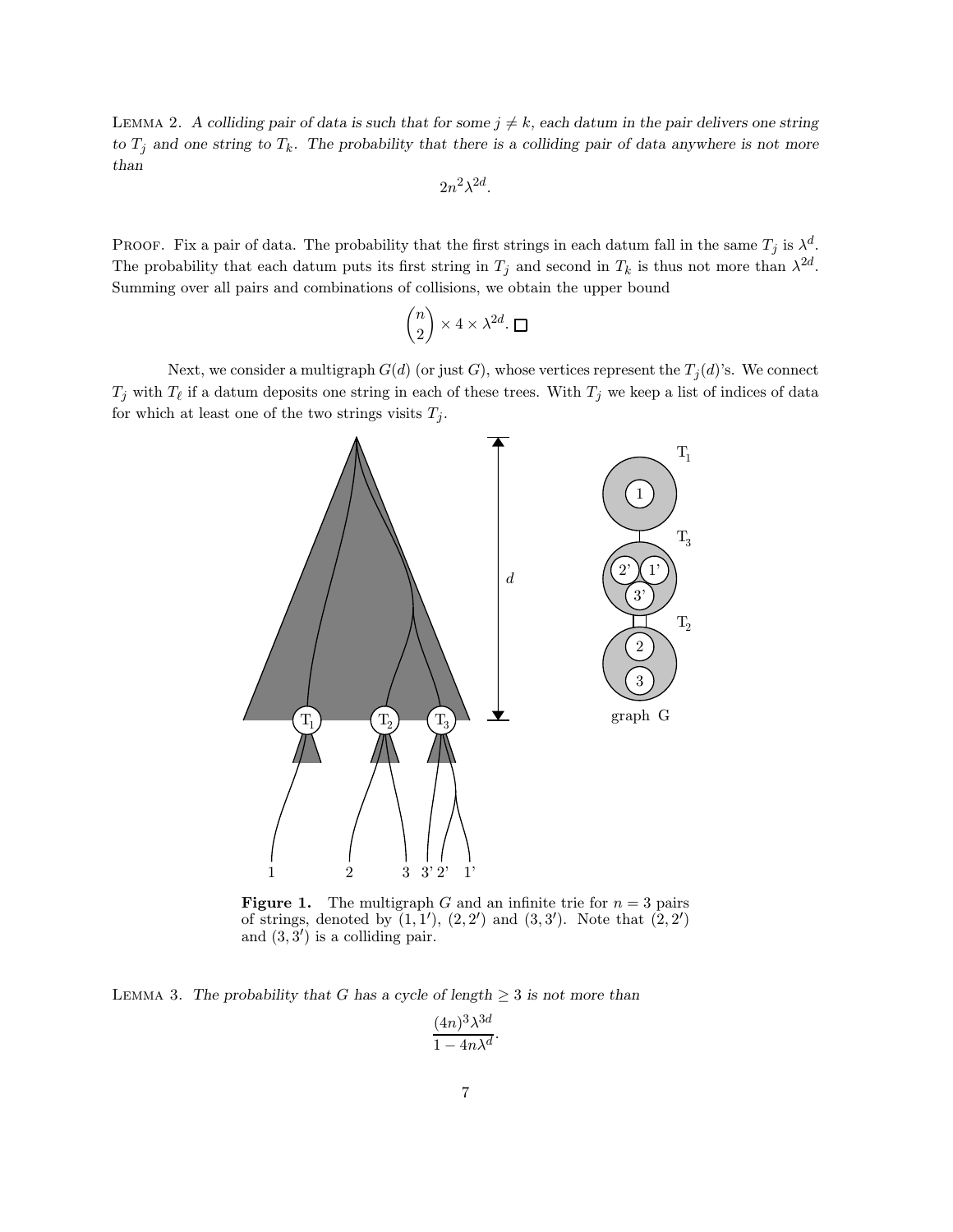LEMMA 2. *A colliding pair of data is such that for some $j \neq k$, each datum in the pair delivers one string to $T_j$ and one string to $T_k$. The probability that there is a colliding pair of data anywhere is not more than*

$$2n^2\lambda^{2d}.$$

PROOF. Fix a pair of data. The probability that the first strings in each datum fall in the same $T_j$ is $\lambda^d$. The probability that each datum puts its first string in $T_j$ and second in $T_k$ is thus not more than $\lambda^{2d}$. Summing over all pairs and combinations of collisions, we obtain the upper bound

$$\binom{n}{2} \times 4 \times \lambda^{2d}. \quad \square$$

Next, we consider a multigraph $G(d)$ (or just $G$), whose vertices represent the $T_j(d)$'s. We connect $T_j$ with $T_\ell$ if a datum deposits one string in each of these trees. With $T_j$ we keep a list of indices of data for which at least one of the two strings visits $T_j$.

**Figure 1.** The multigraph $G$ and an infinite trie for $n = 3$ pairs of strings, denoted by $(1, 1')$, $(2, 2')$ and $(3, 3')$. Note that $(2, 2')$ and $(3, 3')$ is a colliding pair.

LEMMA 3. *The probability that $G$ has a cycle of length $\geq 3$ is not more than*

$$\frac{(4n)^3\lambda^{3d}}{1 - 4n\lambda^d}.$$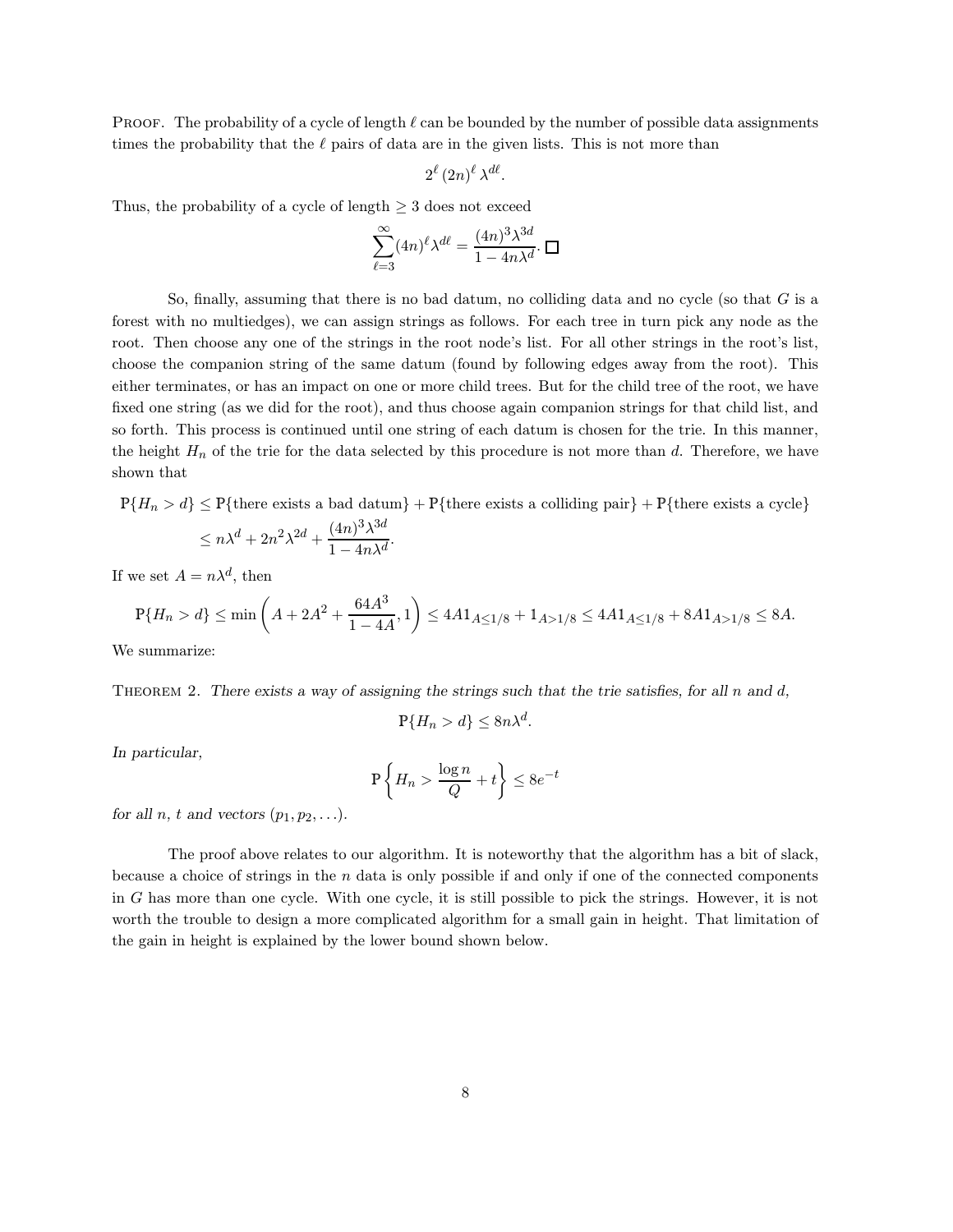Proof. The probability of a cycle of length $\ell$ can be bounded by the number of possible data assignments times the probability that the $\ell$ pairs of data are in the given lists. This is not more than

$$2^{\ell}\,(2n)^{\ell}\,\lambda^{d\ell}.$$

Thus, the probability of a cycle of length $\geq 3$ does not exceed

$$\sum_{\ell=3}^{\infty}(4n)^{\ell}\lambda^{d\ell} = \frac{(4n)^3\lambda^{3d}}{1-4n\lambda^d}. \quad \square$$

So, finally, assuming that there is no bad datum, no colliding data and no cycle (so that $G$ is a forest with no multiedges), we can assign strings as follows. For each tree in turn pick any node as the root. Then choose any one of the strings in the root node's list. For all other strings in the root's list, choose the companion string of the same datum (found by following edges away from the root). This either terminates, or has an impact on one or more child trees. But for the child tree of the root, we have fixed one string (as we did for the root), and thus choose again companion strings for that child list, and so forth. This process is continued until one string of each datum is chosen for the trie. In this manner, the height $H_n$ of the trie for the data selected by this procedure is not more than $d$. Therefore, we have shown that

$$\begin{aligned}
\mathbb{P}\{H_n > d\} &\leq \mathbb{P}\{\text{there exists a bad datum}\} + \mathbb{P}\{\text{there exists a colliding pair}\} + \mathbb{P}\{\text{there exists a cycle}\} \\
&\leq n\lambda^d + 2n^2\lambda^{2d} + \frac{(4n)^3\lambda^{3d}}{1-4n\lambda^d}.
\end{aligned}$$

If we set $A = n\lambda^d$, then

$$\mathbb{P}\{H_n > d\} \leq \min\left(A + 2A^2 + \frac{64A^3}{1-4A}, 1\right) \leq 4A\mathbb{1}_{A\leq 1/8} + \mathbb{1}_{A>1/8} \leq 4A\mathbb{1}_{A\leq 1/8} + 8A\mathbb{1}_{A>1/8} \leq 8A.$$

We summarize:

Theorem 2. *There exists a way of assigning the strings such that the trie satisfies, for all $n$ and $d$,*

$$\mathbb{P}\{H_n > d\} \leq 8n\lambda^d.$$

*In particular,*

$$\mathbb{P}\left\{H_n > \frac{\log n}{Q} + t\right\} \leq 8e^{-t}$$

*for all $n$, $t$ and vectors $(p_1, p_2, \ldots)$.*

The proof above relates to our algorithm. It is noteworthy that the algorithm has a bit of slack, because a choice of strings in the $n$ data is only possible if and only if one of the connected components in $G$ has more than one cycle. With one cycle, it is still possible to pick the strings. However, it is not worth the trouble to design a more complicated algorithm for a small gain in height. That limitation of the gain in height is explained by the lower bound shown below.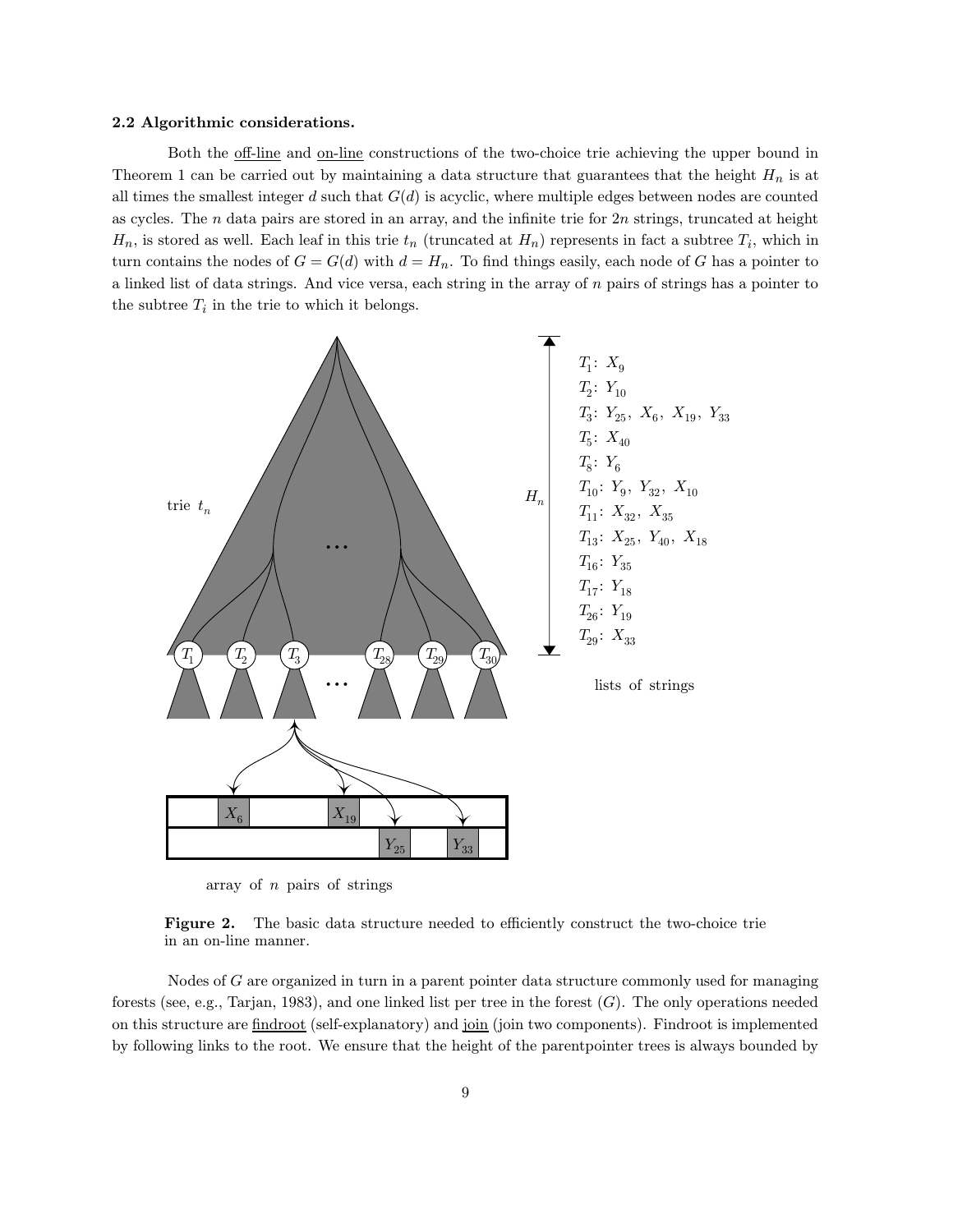**2.2 Algorithmic considerations.**

Both the <u>off-line</u> and <u>on-line</u> constructions of the two-choice trie achieving the upper bound in Theorem 1 can be carried out by maintaining a data structure that guarantees that the height $H_n$ is at all times the smallest integer $d$ such that $G(d)$ is acyclic, where multiple edges between nodes are counted as cycles. The $n$ data pairs are stored in an array, and the infinite trie for $2n$ strings, truncated at height $H_n$, is stored as well. Each leaf in this trie $t_n$ (truncated at $H_n$) represents in fact a subtree $T_i$, which in turn contains the nodes of $G = G(d)$ with $d = H_n$. To find things easily, each node of $G$ has a pointer to a linked list of data strings. And vice versa, each string in the array of $n$ pairs of strings has a pointer to the subtree $T_i$ in the trie to which it belongs.

**Figure 2.** The basic data structure needed to efficiently construct the two-choice trie in an on-line manner.

Nodes of $G$ are organized in turn in a parent pointer data structure commonly used for managing forests (see, e.g., Tarjan, 1983), and one linked list per tree in the forest ($G$). The only operations needed on this structure are <u>findroot</u> (self-explanatory) and <u>join</u> (join two components). Findroot is implemented by following links to the root. We ensure that the height of the parentpointer trees is always bounded by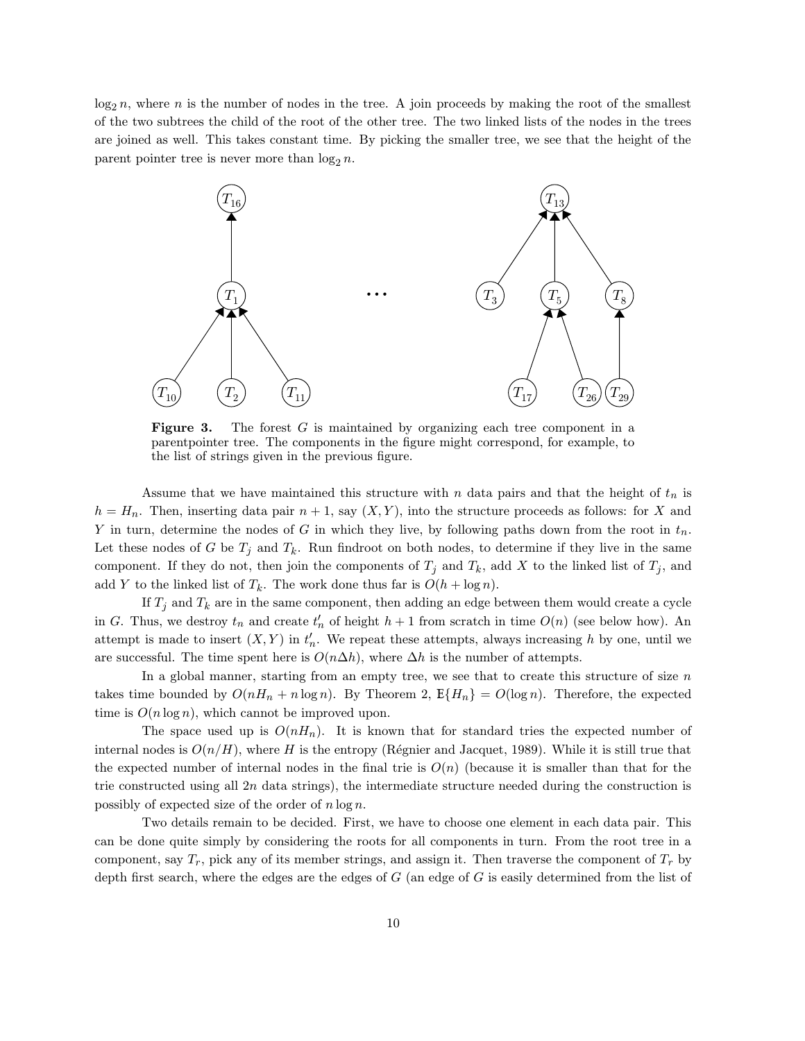$\log_2 n$, where $n$ is the number of nodes in the tree. A join proceeds by making the root of the smallest of the two subtrees the child of the root of the other tree. The two linked lists of the nodes in the trees are joined as well. This takes constant time. By picking the smaller tree, we see that the height of the parent pointer tree is never more than $\log_2 n$.

**Figure 3.** The forest $G$ is maintained by organizing each tree component in a parentpointer tree. The components in the figure might correspond, for example, to the list of strings given in the previous figure.

Assume that we have maintained this structure with $n$ data pairs and that the height of $t_n$ is $h = H_n$. Then, inserting data pair $n+1$, say $(X, Y)$, into the structure proceeds as follows: for $X$ and $Y$ in turn, determine the nodes of $G$ in which they live, by following paths down from the root in $t_n$. Let these nodes of $G$ be $T_j$ and $T_k$. Run findroot on both nodes, to determine if they live in the same component. If they do not, then join the components of $T_j$ and $T_k$, add $X$ to the linked list of $T_j$, and add $Y$ to the linked list of $T_k$. The work done thus far is $O(h + \log n)$.

If $T_j$ and $T_k$ are in the same component, then adding an edge between them would create a cycle in $G$. Thus, we destroy $t_n$ and create $t'_n$ of height $h+1$ from scratch in time $O(n)$ (see below how). An attempt is made to insert $(X, Y)$ in $t'_n$. We repeat these attempts, always increasing $h$ by one, until we are successful. The time spent here is $O(n\Delta h)$, where $\Delta h$ is the number of attempts.

In a global manner, starting from an empty tree, we see that to create this structure of size $n$ takes time bounded by $O(nH_n + n\log n)$. By Theorem 2, $\mathbb{E}\{H_n\} = O(\log n)$. Therefore, the expected time is $O(n \log n)$, which cannot be improved upon.

The space used up is $O(nH_n)$. It is known that for standard tries the expected number of internal nodes is $O(n/H)$, where $H$ is the entropy (Régnier and Jacquet, 1989). While it is still true that the expected number of internal nodes in the final trie is $O(n)$ (because it is smaller than that for the trie constructed using all $2n$ data strings), the intermediate structure needed during the construction is possibly of expected size of the order of $n \log n$.

Two details remain to be decided. First, we have to choose one element in each data pair. This can be done quite simply by considering the roots for all components in turn. From the root tree in a component, say $T_r$, pick any of its member strings, and assign it. Then traverse the component of $T_r$ by depth first search, where the edges are the edges of $G$ (an edge of $G$ is easily determined from the list of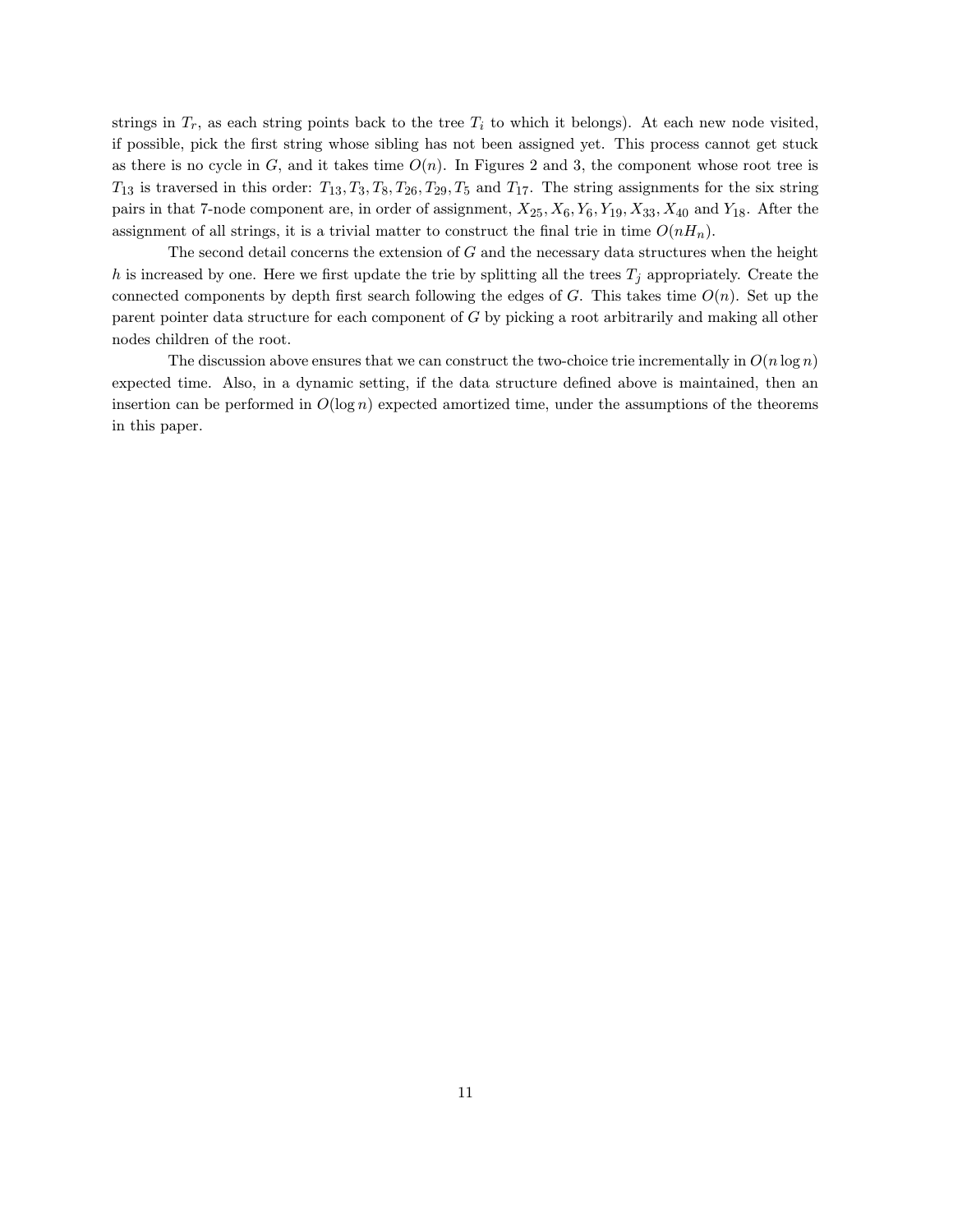strings in $T_r$, as each string points back to the tree $T_i$ to which it belongs). At each new node visited, if possible, pick the first string whose sibling has not been assigned yet. This process cannot get stuck as there is no cycle in $G$, and it takes time $O(n)$. In Figures 2 and 3, the component whose root tree is $T_{13}$ is traversed in this order: $T_{13}, T_3, T_8, T_{26}, T_{29}, T_5$ and $T_{17}$. The string assignments for the six string pairs in that 7-node component are, in order of assignment, $X_{25}, X_6, Y_6, Y_{19}, X_{33}, X_{40}$ and $Y_{18}$. After the assignment of all strings, it is a trivial matter to construct the final trie in time $O(nH_n)$.

The second detail concerns the extension of $G$ and the necessary data structures when the height $h$ is increased by one. Here we first update the trie by splitting all the trees $T_j$ appropriately. Create the connected components by depth first search following the edges of $G$. This takes time $O(n)$. Set up the parent pointer data structure for each component of $G$ by picking a root arbitrarily and making all other nodes children of the root.

The discussion above ensures that we can construct the two-choice trie incrementally in $O(n \log n)$ expected time. Also, in a dynamic setting, if the data structure defined above is maintained, then an insertion can be performed in $O(\log n)$ expected amortized time, under the assumptions of the theorems in this paper.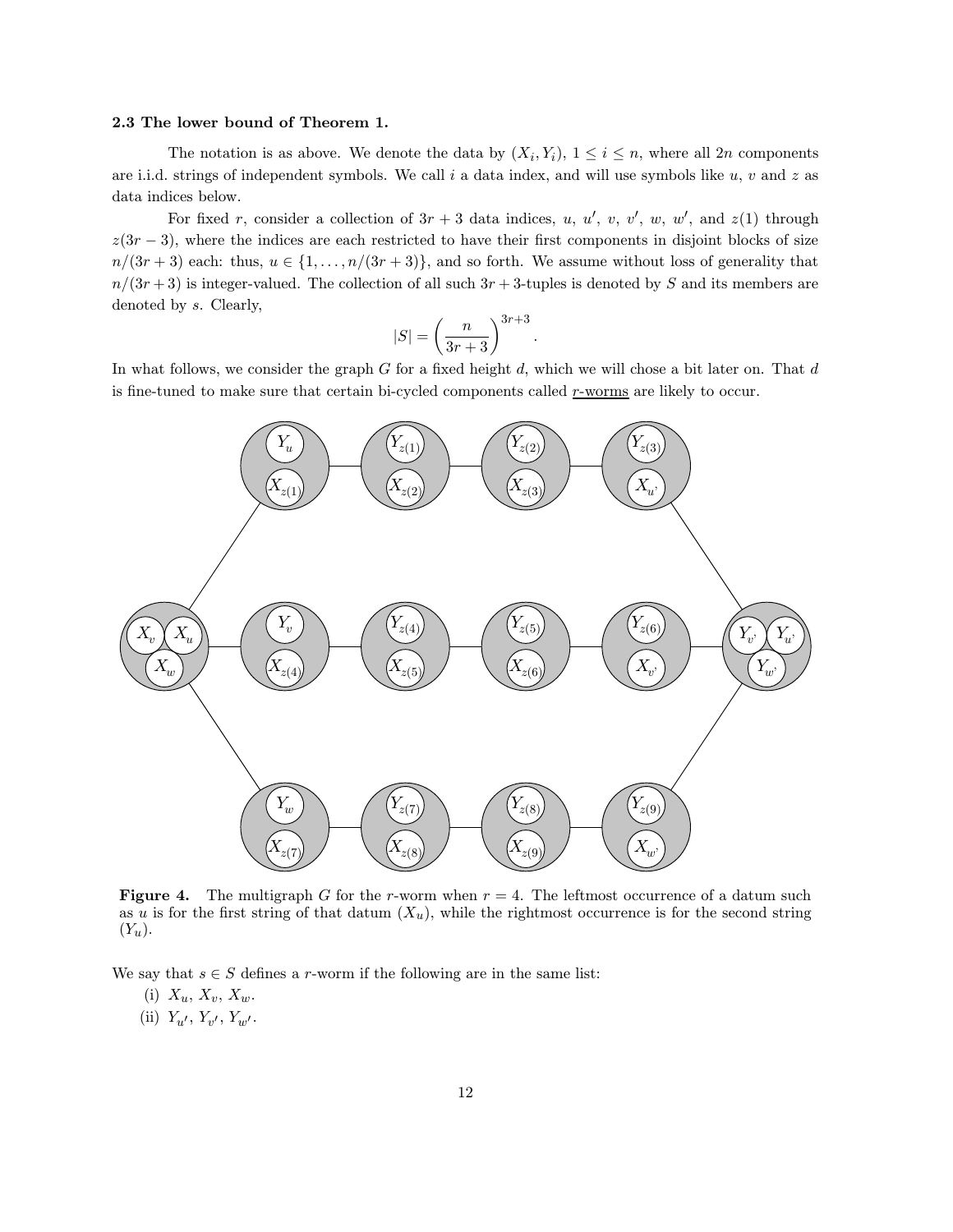### 2.3 The lower bound of Theorem 1.

The notation is as above. We denote the data by $(X_i, Y_i)$, $1 \le i \le n$, where all $2n$ components are i.i.d. strings of independent symbols. We call $i$ a data index, and will use symbols like $u$, $v$ and $z$ as data indices below.

For fixed $r$, consider a collection of $3r+3$ data indices, $u$, $u'$, $v$, $v'$, $w$, $w'$, and $z(1)$ through $z(3r-3)$, where the indices are each restricted to have their first components in disjoint blocks of size $n/(3r+3)$ each: thus, $u \in \{1, \ldots, n/(3r+3)\}$, and so forth. We assume without loss of generality that $n/(3r+3)$ is integer-valued. The collection of all such $3r+3$-tuples is denoted by $S$ and its members are denoted by $s$. Clearly,

$$|S| = \left(\frac{n}{3r+3}\right)^{3r+3}.$$

In what follows, we consider the graph $G$ for a fixed height $d$, which we will chose a bit later on. That $d$ is fine-tuned to make sure that certain bi-cycled components called <u>$r$-worms</u> are likely to occur.

**Figure 4.** The multigraph $G$ for the $r$-worm when $r = 4$. The leftmost occurrence of a datum such as $u$ is for the first string of that datum ($X_u$), while the rightmost occurrence is for the second string ($Y_u$).

We say that $s \in S$ defines a $r$-worm if the following are in the same list:

(i) $X_u$, $X_v$, $X_w$.

(ii) $Y_{u'}$, $Y_{v'}$, $Y_{w'}$.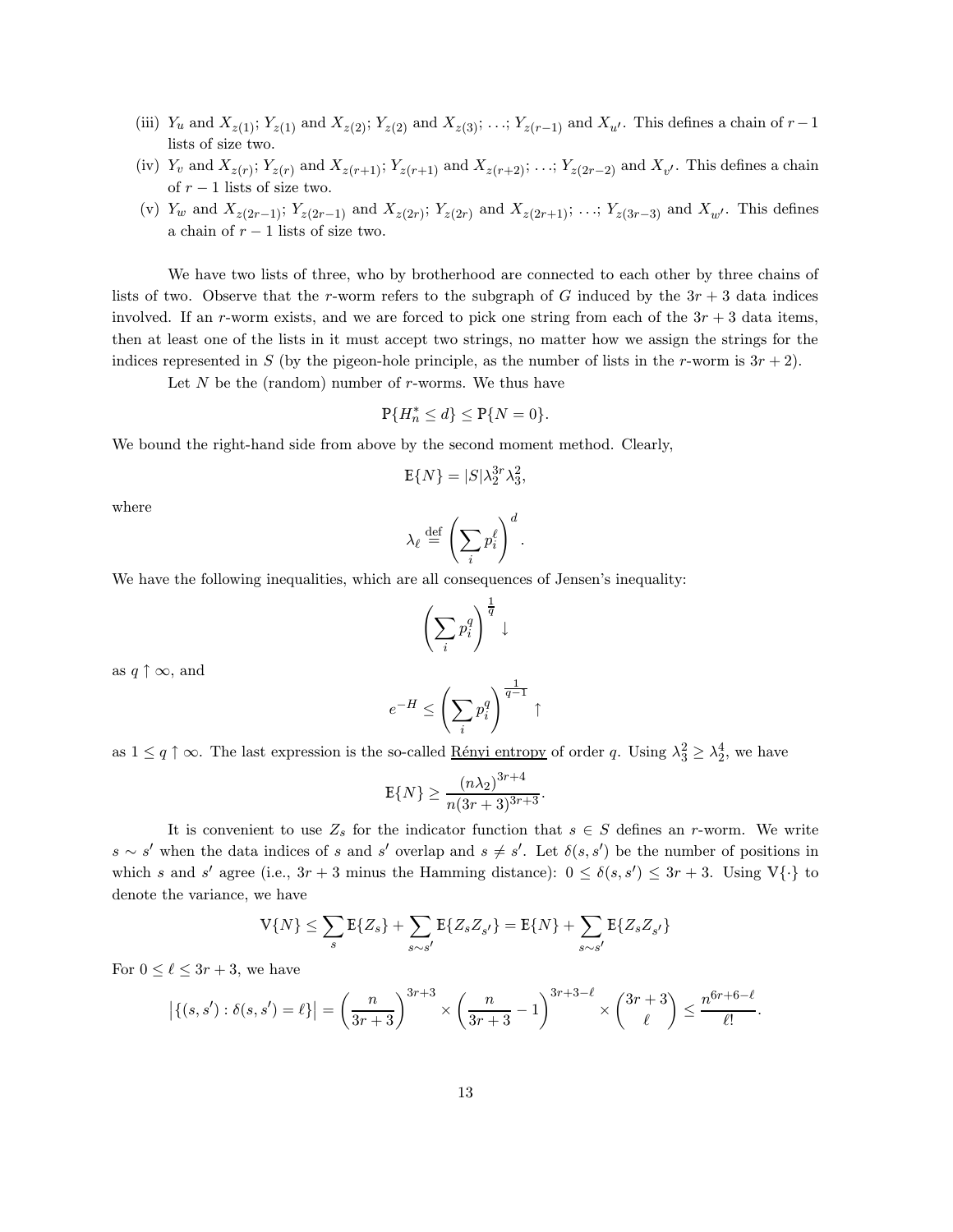(iii) $Y_u$ and $X_{z(1)}$; $Y_{z(1)}$ and $X_{z(2)}$; $Y_{z(2)}$ and $X_{z(3)}$; ...; $Y_{z(r-1)}$ and $X_{u'}$. This defines a chain of $r-1$ lists of size two.

(iv) $Y_v$ and $X_{z(r)}$; $Y_{z(r)}$ and $X_{z(r+1)}$; $Y_{z(r+1)}$ and $X_{z(r+2)}$; ...; $Y_{z(2r-2)}$ and $X_{v'}$. This defines a chain of $r-1$ lists of size two.

(v) $Y_w$ and $X_{z(2r-1)}$; $Y_{z(2r-1)}$ and $X_{z(2r)}$; $Y_{z(2r)}$ and $X_{z(2r+1)}$; ...; $Y_{z(3r-3)}$ and $X_{w'}$. This defines a chain of $r-1$ lists of size two.

We have two lists of three, who by brotherhood are connected to each other by three chains of lists of two. Observe that the $r$-worm refers to the subgraph of $G$ induced by the $3r+3$ data indices involved. If an $r$-worm exists, and we are forced to pick one string from each of the $3r+3$ data items, then at least one of the lists in it must accept two strings, no matter how we assign the strings for the indices represented in $S$ (by the pigeon-hole principle, as the number of lists in the $r$-worm is $3r+2$).

Let $N$ be the (random) number of $r$-worms. We thus have

$$\mathbb{P}\{H_n^* \le d\} \le \mathbb{P}\{N = 0\}.$$

We bound the right-hand side from above by the second moment method. Clearly,

$$\mathbb{E}\{N\} = |S| \lambda_2^{3r} \lambda_3^2,$$

where

$$\lambda_\ell \stackrel{\text{def}}{=} \left( \sum_i p_i^\ell \right)^d .$$

We have the following inequalities, which are all consequences of Jensen's inequality:

$$\left( \sum_i p_i^q \right)^{\frac{1}{q}} \downarrow$$

as $q \uparrow \infty$, and

$$e^{-H} \le \left( \sum_i p_i^q \right)^{\frac{1}{q-1}} \uparrow$$

as $1 \le q \uparrow \infty$. The last expression is the so-called <u>Rényi entropy</u> of order $q$. Using $\lambda_3^2 \ge \lambda_2^4$, we have

$$\mathbb{E}\{N\} \ge \frac{(n\lambda_2)^{3r+4}}{n(3r+3)^{3r+3}}.$$

It is convenient to use $Z_s$ for the indicator function that $s \in S$ defines an $r$-worm. We write $s \sim s'$ when the data indices of $s$ and $s'$ overlap and $s \ne s'$. Let $\delta(s, s')$ be the number of positions in which $s$ and $s'$ agree (i.e., $3r+3$ minus the Hamming distance): $0 \le \delta(s, s') \le 3r+3$. Using $\mathbb{V}\{\cdot\}$ to denote the variance, we have

$$\mathbb{V}\{N\} \le \sum_s \mathbb{E}\{Z_s\} + \sum_{s \sim s'} \mathbb{E}\{Z_s Z_{s'}\} = \mathbb{E}\{N\} + \sum_{s \sim s'} \mathbb{E}\{Z_s Z_{s'}\}$$

For $0 \le \ell \le 3r+3$, we have

$$\left| \{(s, s') : \delta(s, s') = \ell\} \right| = \left( \frac{n}{3r+3} \right)^{3r+3} \times \left( \frac{n}{3r+3} - 1 \right)^{3r+3-\ell} \times \binom{3r+3}{\ell} \le \frac{n^{6r+6-\ell}}{\ell!}.$$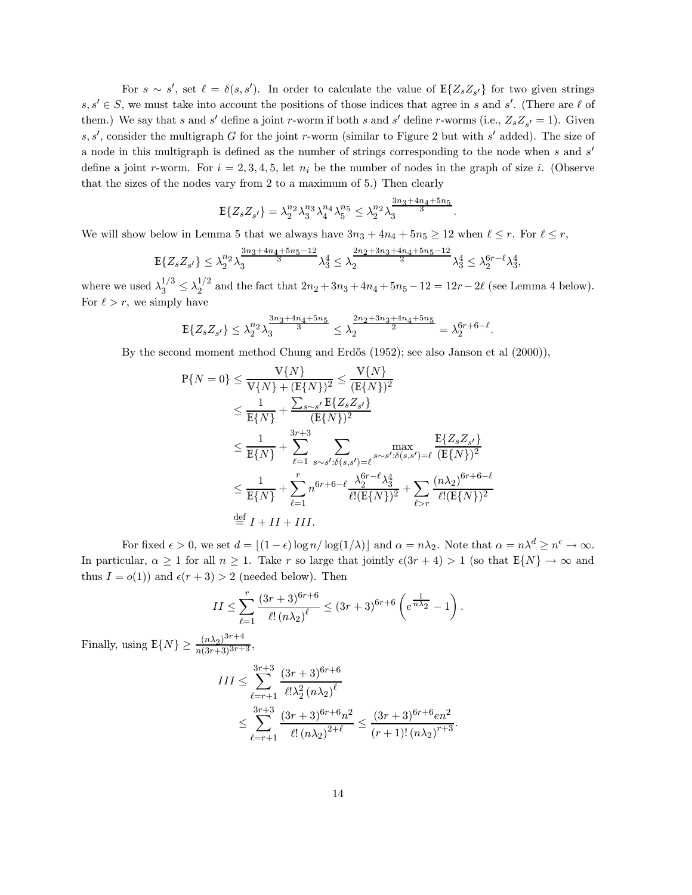For $s \sim s'$, set $\ell = \delta(s, s')$. In order to calculate the value of $\mathbb{E}\{Z_s Z_{s'}\}$ for two given strings $s, s' \in S$, we must take into account the positions of those indices that agree in $s$ and $s'$. (There are $\ell$ of them.) We say that $s$ and $s'$ define a joint $r$-worm if both $s$ and $s'$ define $r$-worms (i.e., $Z_s Z_{s'} = 1$). Given $s, s'$, consider the multigraph $G$ for the joint $r$-worm (similar to Figure 2 but with $s'$ added). The size of a node in this multigraph is defined as the number of strings corresponding to the node when $s$ and $s'$ define a joint $r$-worm. For $i = 2, 3, 4, 5$, let $n_i$ be the number of nodes in the graph of size $i$. (Observe that the sizes of the nodes vary from 2 to a maximum of 5.) Then clearly

$$
\mathbb{E}\{Z_s Z_{s'}\} = \lambda_2^{n_2} \lambda_3^{n_3} \lambda_4^{n_4} \lambda_5^{n_5} \le \lambda_2^{n_2} \lambda_3^{\frac{3n_3 + 4n_4 + 5n_5}{3}}.
$$

We will show below in Lemma 5 that we always have $3n_3 + 4n_4 + 5n_5 \ge 12$ when $\ell \le r$. For $\ell \le r$,

$$
\mathbb{E}\{Z_s Z_{s'}\} \le \lambda_2^{n_2} \lambda_3^{\frac{3n_3 + 4n_4 + 5n_5 - 12}{3}} \lambda_3^4 \le \lambda_2^{\frac{2n_2 + 3n_3 + 4n_4 + 5n_5 - 12}{2}} \lambda_3^4 \le \lambda_2^{6r - \ell} \lambda_3^4,
$$

where we used $\lambda_3^{1/3} \le \lambda_2^{1/2}$ and the fact that $2n_2 + 3n_3 + 4n_4 + 5n_5 - 12 = 12r - 2\ell$ (see Lemma 4 below). For $\ell > r$, we simply have

$$
\mathbb{E}\{Z_s Z_{s'}\} \le \lambda_2^{n_2} \lambda_3^{\frac{3n_3 + 4n_4 + 5n_5}{3}} \le \lambda_2^{\frac{2n_2 + 3n_3 + 4n_4 + 5n_5}{2}} = \lambda_2^{6r + 6 - \ell}.
$$

By the second moment method Chung and Erdős (1952); see also Janson et al (2000)),

$$
\begin{aligned}
\mathbb{P}\{N = 0\} &\le \frac{\mathbb{V}\{N\}}{\mathbb{V}\{N\} + (\mathbb{E}\{N\})^2} \le \frac{\mathbb{V}\{N\}}{(\mathbb{E}\{N\})^2} \\
&\le \frac{1}{\mathbb{E}\{N\}} + \frac{\sum_{s \sim s'} \mathbb{E}\{Z_s Z_{s'}\}}{(\mathbb{E}\{N\})^2} \\
&\le \frac{1}{\mathbb{E}\{N\}} + \sum_{\ell=1}^{3r+3} \sum_{s \sim s' : \delta(s,s') = \ell} \max_{s \sim s' : \delta(s,s') = \ell} \frac{\mathbb{E}\{Z_s Z_{s'}\}}{(\mathbb{E}\{N\})^2} \\
&\le \frac{1}{\mathbb{E}\{N\}} + \sum_{\ell=1}^{r} n^{6r + 6 - \ell} \frac{\lambda_2^{6r - \ell} \lambda_3^4}{\ell! (\mathbb{E}\{N\})^2} + \sum_{\ell > r} \frac{(n\lambda_2)^{6r + 6 - \ell}}{\ell! (\mathbb{E}\{N\})^2} \\
&\stackrel{\text{def}}{=} I + II + III.
\end{aligned}
$$

For fixed $\epsilon > 0$, we set $d = \lfloor (1 - \epsilon) \log n / \log(1/\lambda) \rfloor$ and $\alpha = n\lambda_2$. Note that $\alpha = n\lambda^d \ge n^\epsilon \to \infty$. In particular, $\alpha \ge 1$ for all $n \ge 1$. Take $r$ so large that jointly $\epsilon(3r + 4) > 1$ (so that $\mathbb{E}\{N\} \to \infty$ and thus $I = o(1)$) and $\epsilon(r + 3) > 2$ (needed below). Then

$$
II \le \sum_{\ell=1}^{r} \frac{(3r + 3)^{6r + 6}}{\ell! \, (n\lambda_2)^\ell} \le (3r + 3)^{6r + 6} \left( e^{\frac{1}{n\lambda_2}} - 1 \right).
$$

Finally, using $\mathbb{E}\{N\} \ge \frac{(n\lambda_2)^{3r+4}}{n(3r+3)^{3r+3}}$,

$$
\begin{aligned}
III &\le \sum_{\ell=r+1}^{3r+3} \frac{(3r + 3)^{6r + 6}}{\ell! \lambda_2^2 \, (n\lambda_2)^\ell} \\
&\le \sum_{\ell=r+1}^{3r+3} \frac{(3r + 3)^{6r + 6} n^2}{\ell! \, (n\lambda_2)^{2 + \ell}} \le \frac{(3r + 3)^{6r + 6} e n^2}{(r + 1)! \, (n\lambda_2)^{r + 3}}.
\end{aligned}
$$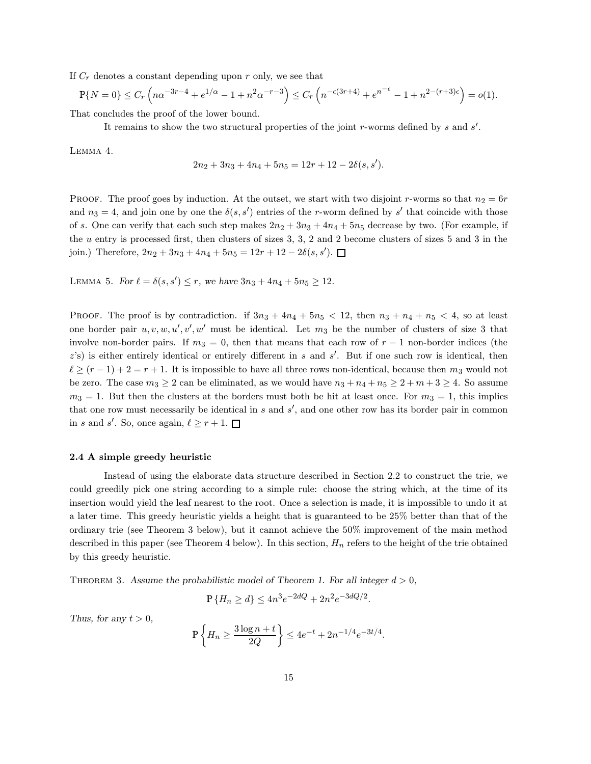If $C_r$ denotes a constant depending upon $r$ only, we see that

$$\mathbb{P}\{N=0\} \le C_r \left( n\alpha^{-3r-4} + e^{1/\alpha} - 1 + n^2\alpha^{-r-3} \right) \le C_r \left( n^{-\epsilon(3r+4)} + e^{n^{-\epsilon}} - 1 + n^{2-(r+3)\epsilon} \right) = o(1).$$

That concludes the proof of the lower bound.

It remains to show the two structural properties of the joint $r$-worms defined by $s$ and $s'$.

LEMMA 4.

$$2n_2 + 3n_3 + 4n_4 + 5n_5 = 12r + 12 - 2\delta(s,s').$$

PROOF. The proof goes by induction. At the outset, we start with two disjoint $r$-worms so that $n_2 = 6r$ and $n_3 = 4$, and join one by one the $\delta(s,s')$ entries of the $r$-worm defined by $s'$ that coincide with those of $s$. One can verify that each such step makes $2n_2 + 3n_3 + 4n_4 + 5n_5$ decrease by two. (For example, if the $u$ entry is processed first, then clusters of sizes 3, 3, 2 and 2 become clusters of sizes 5 and 3 in the join.) Therefore, $2n_2 + 3n_3 + 4n_4 + 5n_5 = 12r + 12 - 2\delta(s,s')$. □

LEMMA 5. *For $\ell = \delta(s,s') \le r$, we have $3n_3 + 4n_4 + 5n_5 \ge 12$.*

PROOF. The proof is by contradiction. if $3n_3 + 4n_4 + 5n_5 < 12$, then $n_3 + n_4 + n_5 < 4$, so at least one border pair $u, v, w, u', v', w'$ must be identical. Let $m_3$ be the number of clusters of size 3 that involve non-border pairs. If $m_3 = 0$, then that means that each row of $r-1$ non-border indices (the $z$'s) is either entirely identical or entirely different in $s$ and $s'$. But if one such row is identical, then $\ell \ge (r-1) + 2 = r + 1$. It is impossible to have all three rows non-identical, because then $m_3$ would not be zero. The case $m_3 \ge 2$ can be eliminated, as we would have $n_3 + n_4 + n_5 \ge 2 + m + 3 \ge 4$. So assume $m_3 = 1$. But then the clusters at the borders must both be hit at least once. For $m_3 = 1$, this implies that one row must necessarily be identical in $s$ and $s'$, and one other row has its border pair in common in $s$ and $s'$. So, once again, $\ell \ge r + 1$. □

### 2.4 A simple greedy heuristic

Instead of using the elaborate data structure described in Section 2.2 to construct the trie, we could greedily pick one string according to a simple rule: choose the string which, at the time of its insertion would yield the leaf nearest to the root. Once a selection is made, it is impossible to undo it at a later time. This greedy heuristic yields a height that is guaranteed to be 25% better than that of the ordinary trie (see Theorem 3 below), but it cannot achieve the 50% improvement of the main method described in this paper (see Theorem 4 below). In this section, $H_n$ refers to the height of the trie obtained by this greedy heuristic.

THEOREM 3. *Assume the probabilistic model of Theorem 1. For all integer $d > 0$,*

$$\mathbb{P}\{H_n \ge d\} \le 4n^3 e^{-2dQ} + 2n^2 e^{-3dQ/2}.$$

*Thus, for any $t > 0$,*

$$\mathbb{P}\left\{ H_n \ge \frac{3\log n + t}{2Q} \right\} \le 4e^{-t} + 2n^{-1/4} e^{-3t/4}.$$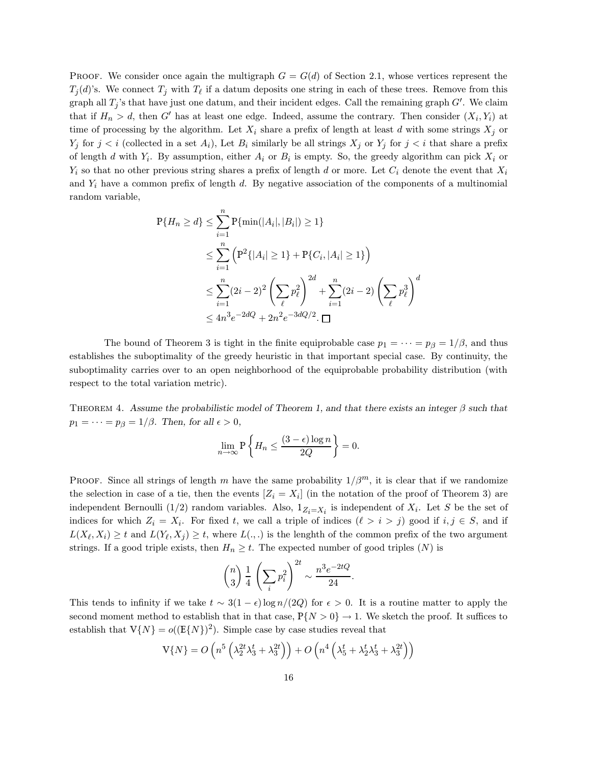PROOF. We consider once again the multigraph $G = G(d)$ of Section 2.1, whose vertices represent the $T_j(d)$'s. We connect $T_j$ with $T_\ell$ if a datum deposits one string in each of these trees. Remove from this graph all $T_j$'s that have just one datum, and their incident edges. Call the remaining graph $G'$. We claim that if $H_n > d$, then $G'$ has at least one edge. Indeed, assume the contrary. Then consider $(X_i, Y_i)$ at time of processing by the algorithm. Let $X_i$ share a prefix of length at least $d$ with some strings $X_j$ or $Y_j$ for $j < i$ (collected in a set $A_i$), Let $B_i$ similarly be all strings $X_j$ or $Y_j$ for $j < i$ that share a prefix of length $d$ with $Y_i$. By assumption, either $A_i$ or $B_i$ is empty. So, the greedy algorithm can pick $X_i$ or $Y_i$ so that no other previous string shares a prefix of length $d$ or more. Let $C_i$ denote the event that $X_i$ and $Y_i$ have a common prefix of length $d$. By negative association of the components of a multinomial random variable,

$$
\begin{aligned}
\mathbb{P}\{H_n \geq d\} &\leq \sum_{i=1}^{n} \mathbb{P}\{\min(|A_i|, |B_i|) \geq 1\} \\
&\leq \sum_{i=1}^{n} \left( \mathbb{P}^2\{|A_i| \geq 1\} + \mathbb{P}\{C_i, |A_i| \geq 1\} \right) \\
&\leq \sum_{i=1}^{n} (2i-2)^2 \left( \sum_{\ell} p_\ell^2 \right)^{2d} + \sum_{i=1}^{n} (2i-2) \left( \sum_{\ell} p_\ell^3 \right)^{d} \\
&\leq 4n^3 e^{-2dQ} + 2n^2 e^{-3dQ/2}. \;\square
\end{aligned}
$$

The bound of Theorem 3 is tight in the finite equiprobable case $p_1 = \cdots = p_\beta = 1/\beta$, and thus establishes the suboptimality of the greedy heuristic in that important special case. By continuity, the suboptimality carries over to an open neighborhood of the equiprobable probability distribution (with respect to the total variation metric).

THEOREM 4. *Assume the probabilistic model of Theorem 1, and that there exists an integer $\beta$ such that $p_1 = \cdots = p_\beta = 1/\beta$. Then, for all $\epsilon > 0$,*

$$
\lim_{n \to \infty} \mathbb{P}\left\{ H_n \leq \frac{(3-\epsilon)\log n}{2Q} \right\} = 0.
$$

PROOF. Since all strings of length $m$ have the same probability $1/\beta^m$, it is clear that if we randomize the selection in case of a tie, then the events $[Z_i = X_i]$ (in the notation of the proof of Theorem 3) are independent Bernoulli $(1/2)$ random variables. Also, $1_{Z_i = X_i}$ is independent of $X_i$. Let $S$ be the set of indices for which $Z_i = X_i$. For fixed $t$, we call a triple of indices $(\ell > i > j)$ good if $i, j \in S$, and if $L(X_\ell, X_i) \geq t$ and $L(Y_\ell, X_j) \geq t$, where $L(.,.)$ is the lenghth of the common prefix of the two argument strings. If a good triple exists, then $H_n \geq t$. The expected number of good triples ($N$) is

$$
\binom{n}{3} \frac{1}{4} \left( \sum_i p_i^2 \right)^{2t} \sim \frac{n^3 e^{-2tQ}}{24}.
$$

This tends to infinity if we take $t \sim 3(1-\epsilon)\log n/(2Q)$ for $\epsilon > 0$. It is a routine matter to apply the second moment method to establish that in that case, $\mathbb{P}\{N > 0\} \to 1$. We sketch the proof. It suffices to establish that $\mathbb{V}\{N\} = o((\mathbb{E}\{N\})^2)$. Simple case by case studies reveal that

$$
\mathbb{V}\{N\} = O\left( n^5 \left( \lambda_2^{2t} \lambda_3^t + \lambda_3^{2t} \right) \right) + O\left( n^4 \left( \lambda_5^t + \lambda_2^t \lambda_3^t + \lambda_3^{2t} \right) \right)
$$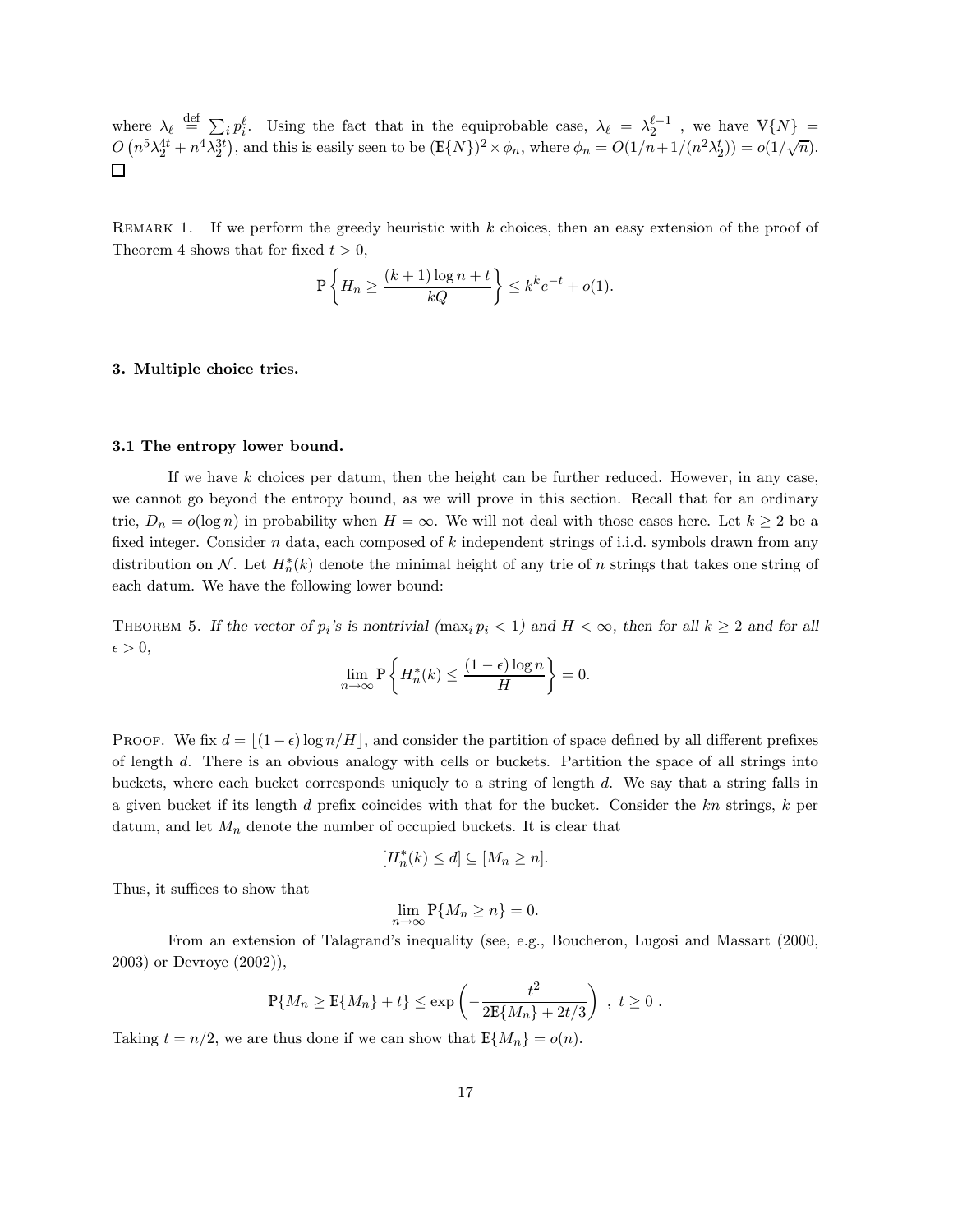where $\lambda_\ell \stackrel{\text{def}}{=} \sum_i p_i^\ell$. Using the fact that in the equiprobable case, $\lambda_\ell = \lambda_2^{\ell-1}$ , we have $\mathbb{V}\{N\} = O\left(n^5\lambda_2^{4t} + n^4\lambda_2^{3t}\right)$, and this is easily seen to be $(\mathbb{E}\{N\})^2 \times \phi_n$, where $\phi_n = O(1/n + 1/(n^2\lambda_2^t)) = o(1/\sqrt{n})$. □

REMARK 1. If we perform the greedy heuristic with $k$ choices, then an easy extension of the proof of Theorem 4 shows that for fixed $t > 0$,

$$\mathbb{P}\left\{H_n \geq \frac{(k+1)\log n + t}{kQ}\right\} \leq k^k e^{-t} + o(1).$$

## 3. Multiple choice tries.

### 3.1 The entropy lower bound.

If we have $k$ choices per datum, then the height can be further reduced. However, in any case, we cannot go beyond the entropy bound, as we will prove in this section. Recall that for an ordinary trie, $D_n = o(\log n)$ in probability when $H = \infty$. We will not deal with those cases here. Let $k \geq 2$ be a fixed integer. Consider $n$ data, each composed of $k$ independent strings of i.i.d. symbols drawn from any distribution on $\mathcal{N}$. Let $H_n^*(k)$ denote the minimal height of any trie of $n$ strings that takes one string of each datum. We have the following lower bound:

THEOREM 5. *If the vector of $p_i$'s is nontrivial ($\max_i p_i < 1$) and $H < \infty$, then for all $k \geq 2$ and for all $\epsilon > 0$,*

$$\lim_{n\to\infty} \mathbb{P}\left\{H_n^*(k) \leq \frac{(1-\epsilon)\log n}{H}\right\} = 0.$$

PROOF. We fix $d = \lfloor (1-\epsilon)\log n/H \rfloor$, and consider the partition of space defined by all different prefixes of length $d$. There is an obvious analogy with cells or buckets. Partition the space of all strings into buckets, where each bucket corresponds uniquely to a string of length $d$. We say that a string falls in a given bucket if its length $d$ prefix coincides with that for the bucket. Consider the $kn$ strings, $k$ per datum, and let $M_n$ denote the number of occupied buckets. It is clear that

$$[H_n^*(k) \leq d] \subseteq [M_n \geq n].$$

Thus, it suffices to show that

$$\lim_{n\to\infty} \mathbb{P}\{M_n \geq n\} = 0.$$

From an extension of Talagrand's inequality (see, e.g., Boucheron, Lugosi and Massart (2000, 2003) or Devroye (2002)),

$$\mathbb{P}\{M_n \geq \mathbb{E}\{M_n\} + t\} \leq \exp\left(-\frac{t^2}{2\mathbb{E}\{M_n\} + 2t/3}\right) \;,\; t \geq 0 \;.$$

Taking $t = n/2$, we are thus done if we can show that $\mathbb{E}\{M_n\} = o(n)$.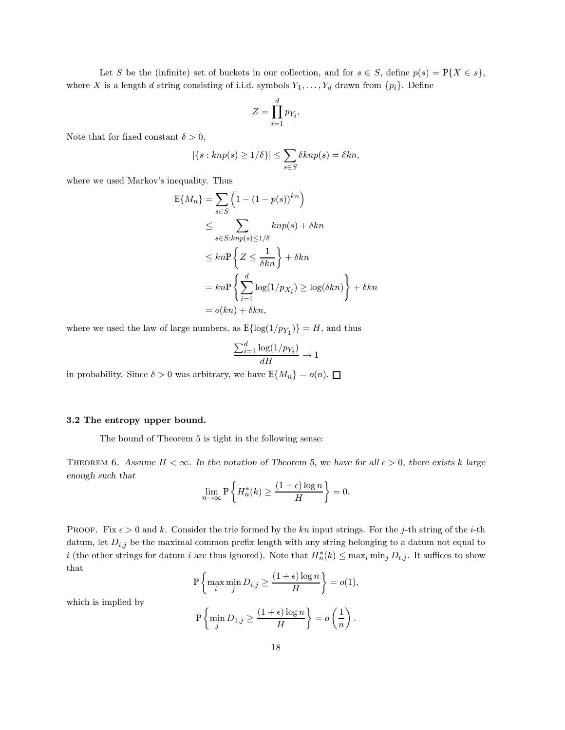Let $S$ be the (infinite) set of buckets in our collection, and for $s \in S$, define $p(s) = \mathbb{P}\{X \in s\}$, where $X$ is a length $d$ string consisting of i.i.d. symbols $Y_1, \ldots, Y_d$ drawn from $\{p_i\}$. Define

$$Z = \prod_{i=1}^{d} p_{Y_i}.$$

Note that for fixed constant $\delta > 0$,

$$|\{s : knp(s) \geq 1/\delta\}| \leq \sum_{s \in S} \delta knp(s) = \delta kn,$$

where we used Markov's inequality. Thus

$$\begin{aligned}
\mathbb{E}\{M_n\} &= \sum_{s \in S} \left(1 - (1 - p(s))^{kn}\right) \\
&\leq \sum_{s \in S : knp(s) \leq 1/\delta} knp(s) + \delta kn \\
&\leq kn \mathbb{P}\left\{Z \leq \frac{1}{\delta kn}\right\} + \delta kn \\
&= kn \mathbb{P}\left\{\sum_{i=1}^{d} \log(1/p_{X_i}) \geq \log(\delta kn)\right\} + \delta kn \\
&= o(kn) + \delta kn,
\end{aligned}$$

where we used the law of large numbers, as $\mathbb{E}\{\log(1/p_{Y_1})\} = H$, and thus

$$\frac{\sum_{i=1}^{d} \log(1/p_{Y_i})}{dH} \to 1$$

in probability. Since $\delta > 0$ was arbitrary, we have $\mathbb{E}\{M_n\} = o(n)$. $\square$

### 3.2 The entropy upper bound.

The bound of Theorem 5 is tight in the following sense:

THEOREM 6. *Assume $H < \infty$. In the notation of Theorem 5, we have for all $\epsilon > 0$, there exists $k$ large enough such that*

$$\lim_{n \to \infty} \mathbb{P}\left\{H_n^*(k) \geq \frac{(1+\epsilon)\log n}{H}\right\} = 0.$$

PROOF. Fix $\epsilon > 0$ and $k$. Consider the trie formed by the $kn$ input strings. For the $j$-th string of the $i$-th datum, let $D_{i,j}$ be the maximal common prefix length with any string belonging to a datum not equal to $i$ (the other strings for datum $i$ are thus ignored). Note that $H_n^*(k) \leq \max_i \min_j D_{i,j}$. It suffices to show that

$$\mathbb{P}\left\{\max_i \min_j D_{i,j} \geq \frac{(1+\epsilon)\log n}{H}\right\} = o(1),$$

which is implied by

$$\mathbb{P}\left\{\min_j D_{1,j} \geq \frac{(1+\epsilon)\log n}{H}\right\} = o\left(\frac{1}{n}\right).$$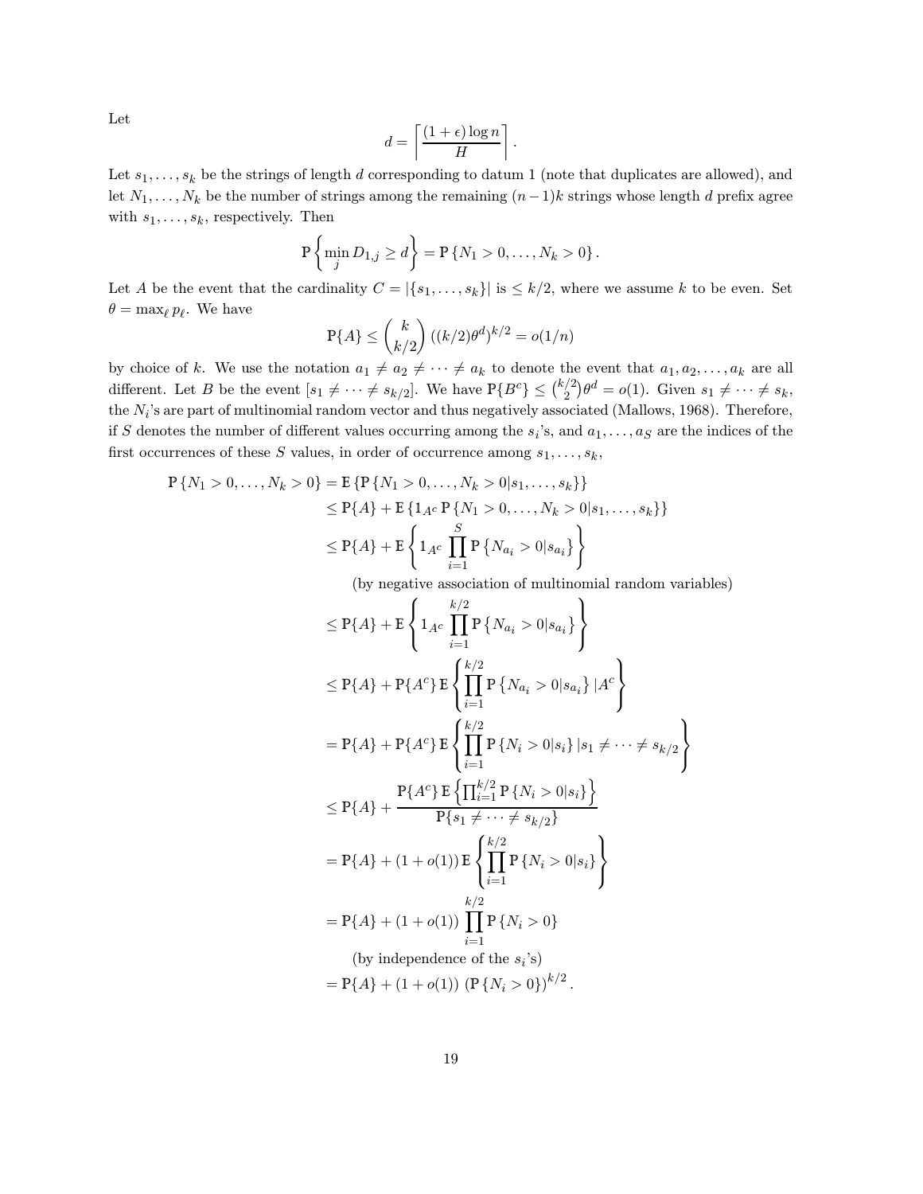Let

$$d = \left\lceil \frac{(1+\epsilon)\log n}{H} \right\rceil .$$

Let $s_1, \ldots, s_k$ be the strings of length $d$ corresponding to datum 1 (note that duplicates are allowed), and let $N_1, \ldots, N_k$ be the number of strings among the remaining $(n-1)k$ strings whose length $d$ prefix agree with $s_1, \ldots, s_k$, respectively. Then

$$\mathbf{P}\left\{ \min_j D_{1,j} \geq d \right\} = \mathbf{P}\left\{ N_1 > 0, \ldots, N_k > 0 \right\}.$$

Let $A$ be the event that the cardinality $C = |\{s_1, \ldots, s_k\}|$ is $\leq k/2$, where we assume $k$ to be even. Set $\theta = \max_\ell p_\ell$. We have

$$\mathbf{P}\{A\} \leq \binom{k}{k/2} \left((k/2)\theta^d\right)^{k/2} = o(1/n)$$

by choice of $k$. We use the notation $a_1 \neq a_2 \neq \cdots \neq a_k$ to denote the event that $a_1, a_2, \ldots, a_k$ are all different. Let $B$ be the event $[s_1 \neq \cdots \neq s_{k/2}]$. We have $\mathbf{P}\{B^c\} \leq \binom{k/2}{2}\theta^d = o(1)$. Given $s_1 \neq \cdots \neq s_k$, the $N_i$'s are part of multinomial random vector and thus negatively associated (Mallows, 1968). Therefore, if $S$ denotes the number of different values occurring among the $s_i$'s, and $a_1, \ldots, a_S$ are the indices of the first occurrences of these $S$ values, in order of occurrence among $s_1, \ldots, s_k$,

$$\begin{aligned}
\mathbf{P}\{N_1 > 0, \ldots, N_k > 0\} &= \mathbf{E}\{\mathbf{P}\{N_1 > 0, \ldots, N_k > 0 | s_1, \ldots, s_k\}\} \\
&\leq \mathbf{P}\{A\} + \mathbf{E}\{\mathbb{1}_{A^c}\mathbf{P}\{N_1 > 0, \ldots, N_k > 0 | s_1, \ldots, s_k\}\} \\
&\leq \mathbf{P}\{A\} + \mathbf{E}\left\{\mathbb{1}_{A^c} \prod_{i=1}^{S} \mathbf{P}\left\{N_{a_i} > 0 | s_{a_i}\right\}\right\} \\
&\qquad \text{(by negative association of multinomial random variables)} \\
&\leq \mathbf{P}\{A\} + \mathbf{E}\left\{\mathbb{1}_{A^c} \prod_{i=1}^{k/2} \mathbf{P}\left\{N_{a_i} > 0 | s_{a_i}\right\}\right\} \\
&\leq \mathbf{P}\{A\} + \mathbf{P}\{A^c\}\,\mathbf{E}\left\{\prod_{i=1}^{k/2} \mathbf{P}\left\{N_{a_i} > 0 | s_{a_i}\right\} | A^c\right\} \\
&= \mathbf{P}\{A\} + \mathbf{P}\{A^c\}\,\mathbf{E}\left\{\prod_{i=1}^{k/2} \mathbf{P}\left\{N_i > 0 | s_i\right\} | s_1 \neq \cdots \neq s_{k/2}\right\} \\
&\leq \mathbf{P}\{A\} + \frac{\mathbf{P}\{A^c\}\,\mathbf{E}\left\{\prod_{i=1}^{k/2} \mathbf{P}\left\{N_i > 0 | s_i\right\}\right\}}{\mathbf{P}\{s_1 \neq \cdots \neq s_{k/2}\}} \\
&= \mathbf{P}\{A\} + (1+o(1))\,\mathbf{E}\left\{\prod_{i=1}^{k/2} \mathbf{P}\left\{N_i > 0 | s_i\right\}\right\} \\
&= \mathbf{P}\{A\} + (1+o(1)) \prod_{i=1}^{k/2} \mathbf{P}\left\{N_i > 0\right\} \\
&\qquad \text{(by independence of the } s_i\text{'s)} \\
&= \mathbf{P}\{A\} + (1+o(1))\left(\mathbf{P}\left\{N_i > 0\right\}\right)^{k/2}.
\end{aligned}$$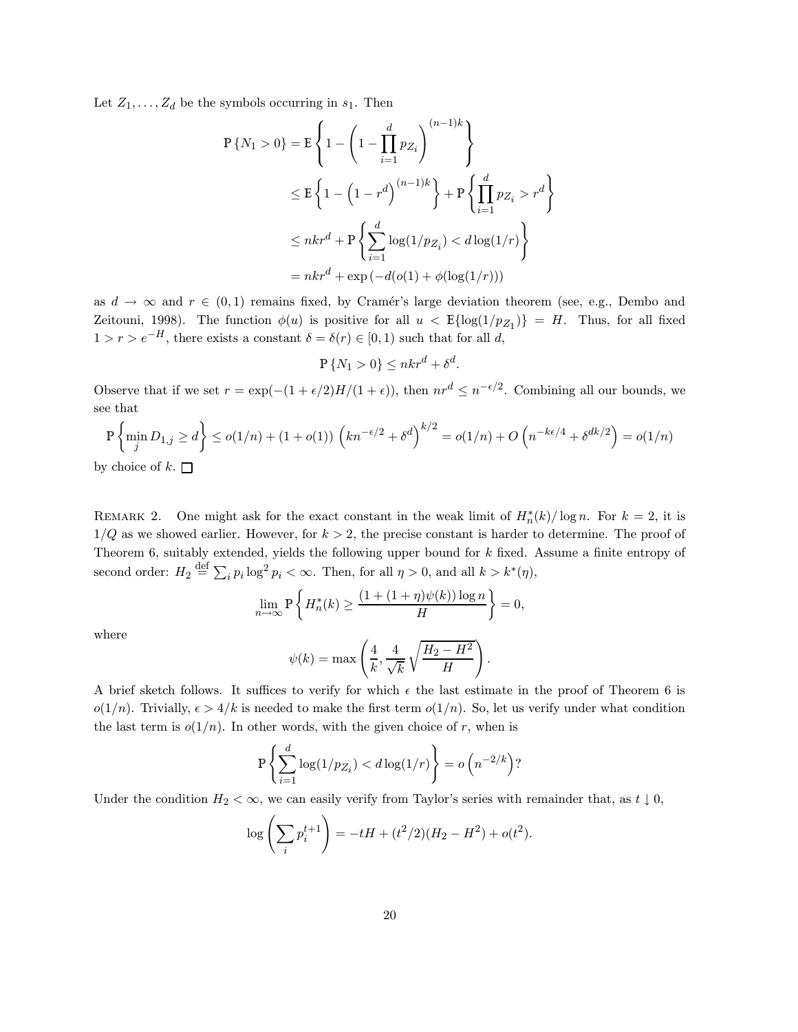Let $Z_1, \ldots, Z_d$ be the symbols occurring in $s_1$. Then

$$
\begin{aligned}
\mathbb{P}\{N_1 > 0\} &= \mathbb{E}\left\{1 - \left(1 - \prod_{i=1}^{d} p_{Z_i}\right)^{(n-1)k}\right\} \\
&\leq \mathbb{E}\left\{1 - \left(1 - r^d\right)^{(n-1)k}\right\} + \mathbb{P}\left\{\prod_{i=1}^{d} p_{Z_i} > r^d\right\} \\
&\leq nkr^d + \mathbb{P}\left\{\sum_{i=1}^{d} \log(1/p_{Z_i}) < d\log(1/r)\right\} \\
&= nkr^d + \exp\left(-d(o(1) + \phi(\log(1/r))\right)
\end{aligned}
$$

as $d \to \infty$ and $r \in (0,1)$ remains fixed, by Cramér's large deviation theorem (see, e.g., Dembo and Zeitouni, 1998). The function $\phi(u)$ is positive for all $u < \mathbb{E}\{\log(1/p_{Z_1})\} = H$. Thus, for all fixed $1 > r > e^{-H}$, there exists a constant $\delta = \delta(r) \in [0,1)$ such that for all $d$,

$$
\mathbb{P}\{N_1 > 0\} \leq nkr^d + \delta^d.
$$

Observe that if we set $r = \exp(-(1+\epsilon/2)H/(1+\epsilon))$, then $nr^d \leq n^{-\epsilon/2}$. Combining all our bounds, we see that

$$
\mathbb{P}\left\{\min_j D_{1,j} \geq d\right\} \leq o(1/n) + (1+o(1))\left(kn^{-\epsilon/2} + \delta^d\right)^{k/2} = o(1/n) + O\left(n^{-k\epsilon/4} + \delta^{dk/2}\right) = o(1/n)
$$

by choice of $k$. $\square$

Remark 2. One might ask for the exact constant in the weak limit of $H_n^*(k)/\log n$. For $k = 2$, it is $1/Q$ as we showed earlier. However, for $k > 2$, the precise constant is harder to determine. The proof of Theorem 6, suitably extended, yields the following upper bound for $k$ fixed. Assume a finite entropy of second order: $H_2 \stackrel{\text{def}}{=} \sum_i p_i \log^2 p_i < \infty$. Then, for all $\eta > 0$, and all $k > k^*(\eta)$,

$$
\lim_{n\to\infty} \mathbb{P}\left\{H_n^*(k) \geq \frac{(1 + (1+\eta)\psi(k))\log n}{H}\right\} = 0,
$$

where

$$
\psi(k) = \max\left(\frac{4}{k}, \frac{4}{\sqrt{k}}\sqrt{\frac{H_2 - H^2}{H}}\right).
$$

A brief sketch follows. It suffices to verify for which $\epsilon$ the last estimate in the proof of Theorem 6 is $o(1/n)$. Trivially, $\epsilon > 4/k$ is needed to make the first term $o(1/n)$. So, let us verify under what condition the last term is $o(1/n)$. In other words, with the given choice of $r$, when is

$$
\mathbb{P}\left\{\sum_{i=1}^{d} \log(1/p_{Z_i}) < d\log(1/r)\right\} = o\left(n^{-2/k}\right)?
$$

Under the condition $H_2 < \infty$, we can easily verify from Taylor's series with remainder that, as $t \downarrow 0$,

$$
\log\left(\sum_i p_i^{t+1}\right) = -tH + (t^2/2)(H_2 - H^2) + o(t^2).
$$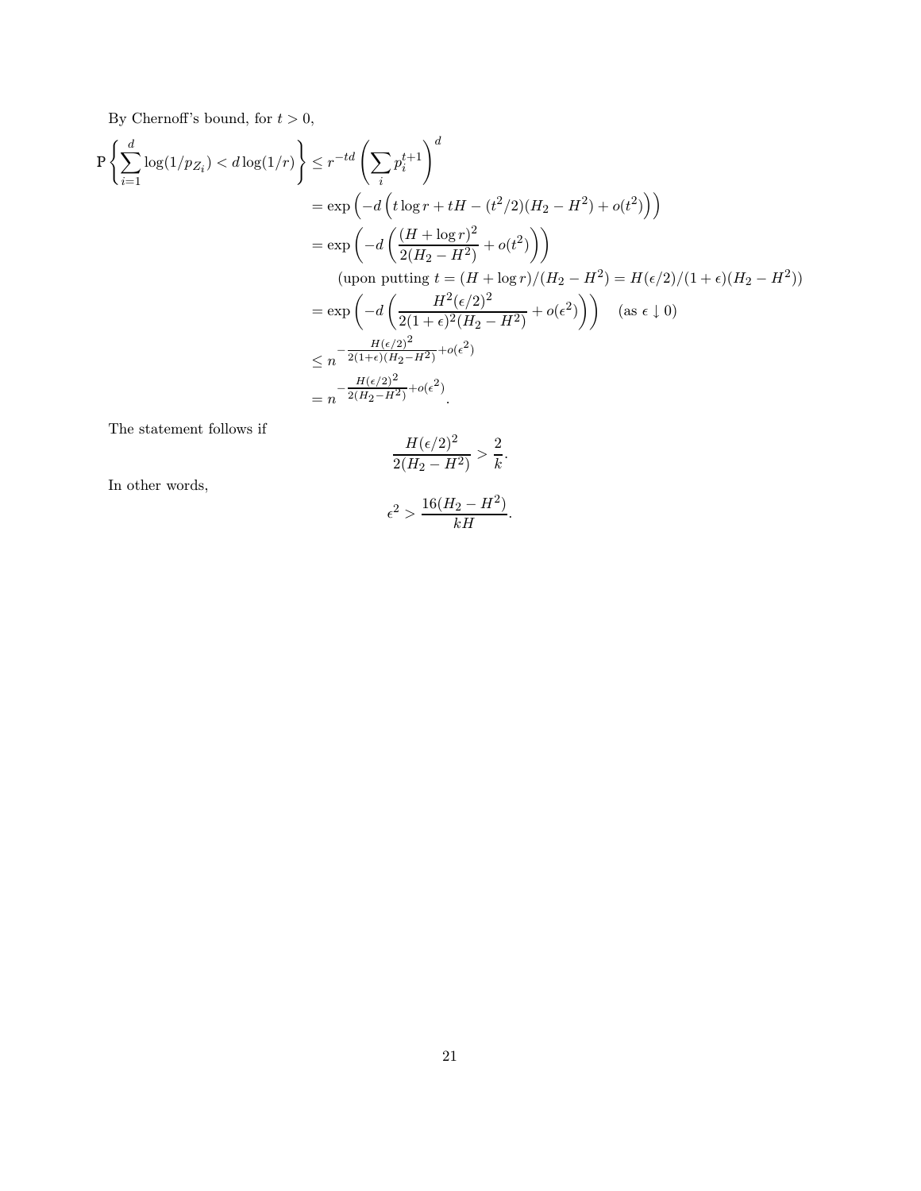By Chernoff's bound, for $t > 0$,

$$
\begin{aligned}
\mathbb{P}\left\{\sum_{i=1}^{d} \log(1/p_{Z_i}) < d\log(1/r)\right\} &\le r^{-td}\left(\sum_i p_i^{t+1}\right)^d \\
&= \exp\left(-d\left(t\log r + tH - (t^2/2)(H_2 - H^2) + o(t^2)\right)\right) \\
&= \exp\left(-d\left(\frac{(H+\log r)^2}{2(H_2 - H^2)} + o(t^2)\right)\right) \\
&\qquad \text{(upon putting } t = (H+\log r)/(H_2 - H^2) = H(\epsilon/2)/(1+\epsilon)(H_2 - H^2)\text{)} \\
&= \exp\left(-d\left(\frac{H^2(\epsilon/2)^2}{2(1+\epsilon)^2(H_2 - H^2)} + o(\epsilon^2)\right)\right) \quad (\text{as } \epsilon \downarrow 0) \\
&\le n^{-\frac{H(\epsilon/2)^2}{2(1+\epsilon)(H_2 - H^2)} + o(\epsilon^2)} \\
&= n^{-\frac{H(\epsilon/2)^2}{2(H_2 - H^2)} + o(\epsilon^2)}.
\end{aligned}
$$

The statement follows if

$$
\frac{H(\epsilon/2)^2}{2(H_2 - H^2)} > \frac{2}{k}.
$$

In other words,

$$
\epsilon^2 > \frac{16(H_2 - H^2)}{kH}.
$$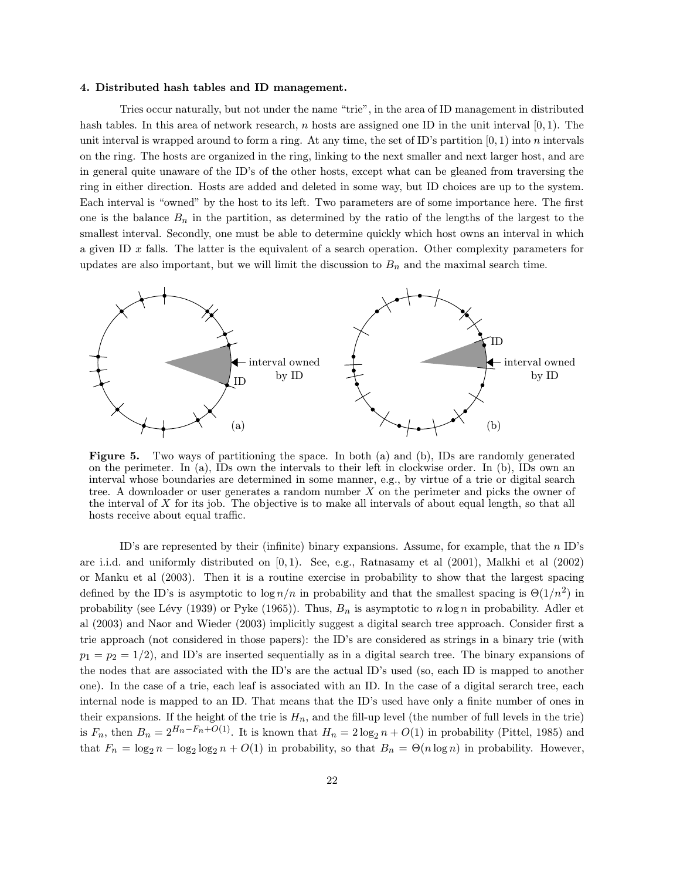**4. Distributed hash tables and ID management.**

Tries occur naturally, but not under the name "trie", in the area of ID management in distributed hash tables. In this area of network research, $n$ hosts are assigned one ID in the unit interval $[0, 1)$. The unit interval is wrapped around to form a ring. At any time, the set of ID's partition $[0, 1)$ into $n$ intervals on the ring. The hosts are organized in the ring, linking to the next smaller and next larger host, and are in general quite unaware of the ID's of the other hosts, except what can be gleaned from traversing the ring in either direction. Hosts are added and deleted in some way, but ID choices are up to the system. Each interval is "owned" by the host to its left. Two parameters are of some importance here. The first one is the balance $B_n$ in the partition, as determined by the ratio of the lengths of the largest to the smallest interval. Secondly, one must be able to determine quickly which host owns an interval in which a given ID $x$ falls. The latter is the equivalent of a search operation. Other complexity parameters for updates are also important, but we will limit the discussion to $B_n$ and the maximal search time.

**Figure 5.** Two ways of partitioning the space. In both (a) and (b), IDs are randomly generated on the perimeter. In (a), IDs own the intervals to their left in clockwise order. In (b), IDs own an interval whose boundaries are determined in some manner, e.g., by virtue of a trie or digital search tree. A downloader or user generates a random number $X$ on the perimeter and picks the owner of the interval of $X$ for its job. The objective is to make all intervals of about equal length, so that all hosts receive about equal traffic.

ID's are represented by their (infinite) binary expansions. Assume, for example, that the $n$ ID's are i.i.d. and uniformly distributed on $[0, 1)$. See, e.g., Ratnasamy et al (2001), Malkhi et al (2002) or Manku et al (2003). Then it is a routine exercise in probability to show that the largest spacing defined by the ID's is asymptotic to $\log n/n$ in probability and that the smallest spacing is $\Theta(1/n^2)$ in probability (see Lévy (1939) or Pyke (1965)). Thus, $B_n$ is asymptotic to $n \log n$ in probability. Adler et al (2003) and Naor and Wieder (2003) implicitly suggest a digital search tree approach. Consider first a trie approach (not considered in those papers): the ID's are considered as strings in a binary trie (with $p_1 = p_2 = 1/2$), and ID's are inserted sequentially as in a digital search tree. The binary expansions of the nodes that are associated with the ID's are the actual ID's used (so, each ID is mapped to another one). In the case of a trie, each leaf is associated with an ID. In the case of a digital serarch tree, each internal node is mapped to an ID. That means that the ID's used have only a finite number of ones in their expansions. If the height of the trie is $H_n$, and the fill-up level (the number of full levels in the trie) is $F_n$, then $B_n = 2^{H_n - F_n + O(1)}$. It is known that $H_n = 2 \log_2 n + O(1)$ in probability (Pittel, 1985) and that $F_n = \log_2 n - \log_2 \log_2 n + O(1)$ in probability, so that $B_n = \Theta(n \log n)$ in probability. However,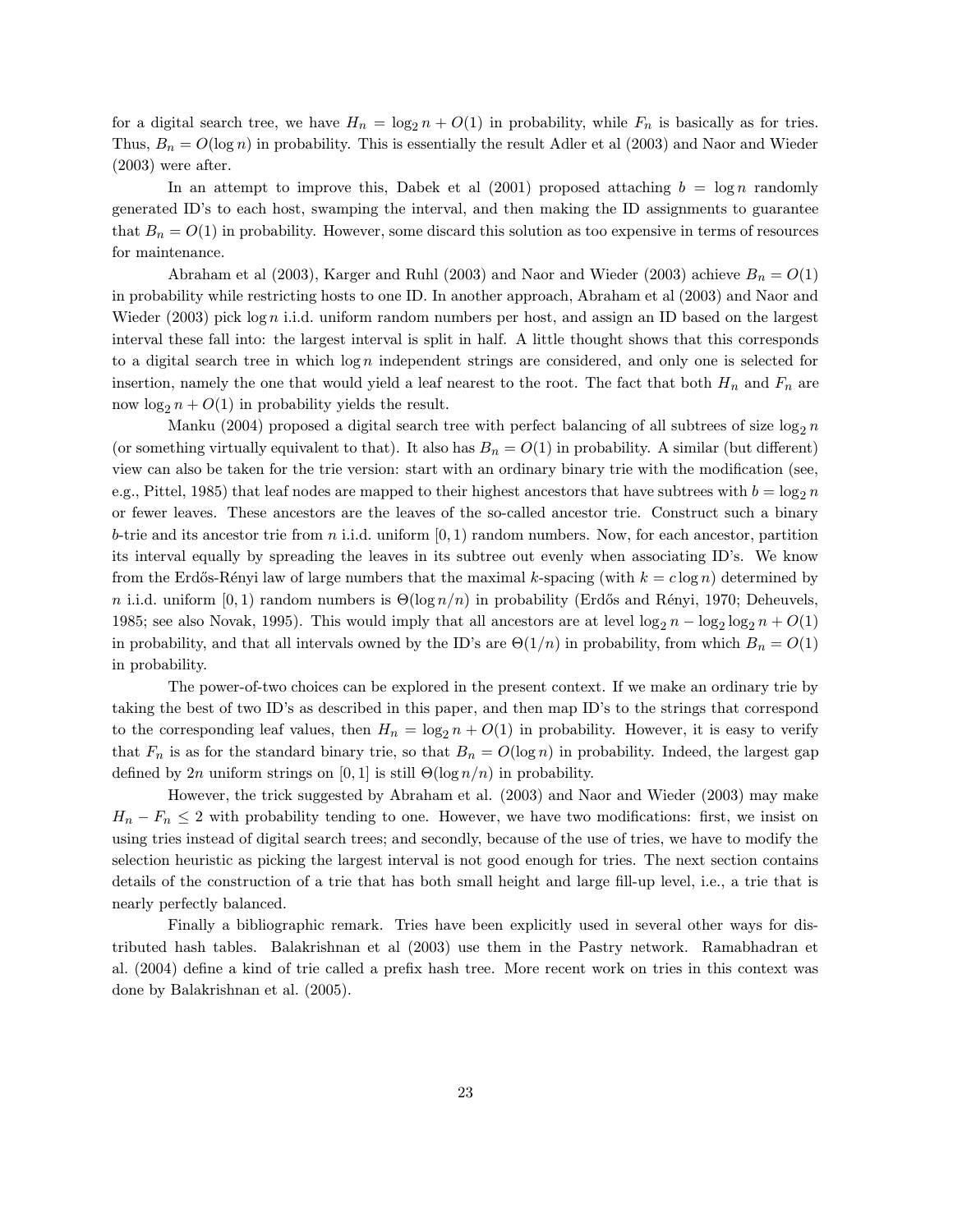for a digital search tree, we have $H_n = \log_2 n + O(1)$ in probability, while $F_n$ is basically as for tries. Thus, $B_n = O(\log n)$ in probability. This is essentially the result Adler et al (2003) and Naor and Wieder (2003) were after.

In an attempt to improve this, Dabek et al (2001) proposed attaching $b = \log n$ randomly generated ID's to each host, swamping the interval, and then making the ID assignments to guarantee that $B_n = O(1)$ in probability. However, some discard this solution as too expensive in terms of resources for maintenance.

Abraham et al (2003), Karger and Ruhl (2003) and Naor and Wieder (2003) achieve $B_n = O(1)$ in probability while restricting hosts to one ID. In another approach, Abraham et al (2003) and Naor and Wieder (2003) pick $\log n$ i.i.d. uniform random numbers per host, and assign an ID based on the largest interval these fall into: the largest interval is split in half. A little thought shows that this corresponds to a digital search tree in which $\log n$ independent strings are considered, and only one is selected for insertion, namely the one that would yield a leaf nearest to the root. The fact that both $H_n$ and $F_n$ are now $\log_2 n + O(1)$ in probability yields the result.

Manku (2004) proposed a digital search tree with perfect balancing of all subtrees of size $\log_2 n$ (or something virtually equivalent to that). It also has $B_n = O(1)$ in probability. A similar (but different) view can also be taken for the trie version: start with an ordinary binary trie with the modification (see, e.g., Pittel, 1985) that leaf nodes are mapped to their highest ancestors that have subtrees with $b = \log_2 n$ or fewer leaves. These ancestors are the leaves of the so-called ancestor trie. Construct such a binary $b$-trie and its ancestor trie from $n$ i.i.d. uniform $[0, 1)$ random numbers. Now, for each ancestor, partition its interval equally by spreading the leaves in its subtree out evenly when associating ID's. We know from the Erdős-Rényi law of large numbers that the maximal $k$-spacing (with $k = c \log n$) determined by $n$ i.i.d. uniform $[0, 1)$ random numbers is $\Theta(\log n/n)$ in probability (Erdős and Rényi, 1970; Deheuvels, 1985; see also Novak, 1995). This would imply that all ancestors are at level $\log_2 n - \log_2 \log_2 n + O(1)$ in probability, and that all intervals owned by the ID's are $\Theta(1/n)$ in probability, from which $B_n = O(1)$ in probability.

The power-of-two choices can be explored in the present context. If we make an ordinary trie by taking the best of two ID's as described in this paper, and then map ID's to the strings that correspond to the corresponding leaf values, then $H_n = \log_2 n + O(1)$ in probability. However, it is easy to verify that $F_n$ is as for the standard binary trie, so that $B_n = O(\log n)$ in probability. Indeed, the largest gap defined by $2n$ uniform strings on $[0, 1]$ is still $\Theta(\log n/n)$ in probability.

However, the trick suggested by Abraham et al. (2003) and Naor and Wieder (2003) may make $H_n - F_n \leq 2$ with probability tending to one. However, we have two modifications: first, we insist on using tries instead of digital search trees; and secondly, because of the use of tries, we have to modify the selection heuristic as picking the largest interval is not good enough for tries. The next section contains details of the construction of a trie that has both small height and large fill-up level, i.e., a trie that is nearly perfectly balanced.

Finally a bibliographic remark. Tries have been explicitly used in several other ways for distributed hash tables. Balakrishnan et al (2003) use them in the Pastry network. Ramabhadran et al. (2004) define a kind of trie called a prefix hash tree. More recent work on tries in this context was done by Balakrishnan et al. (2005).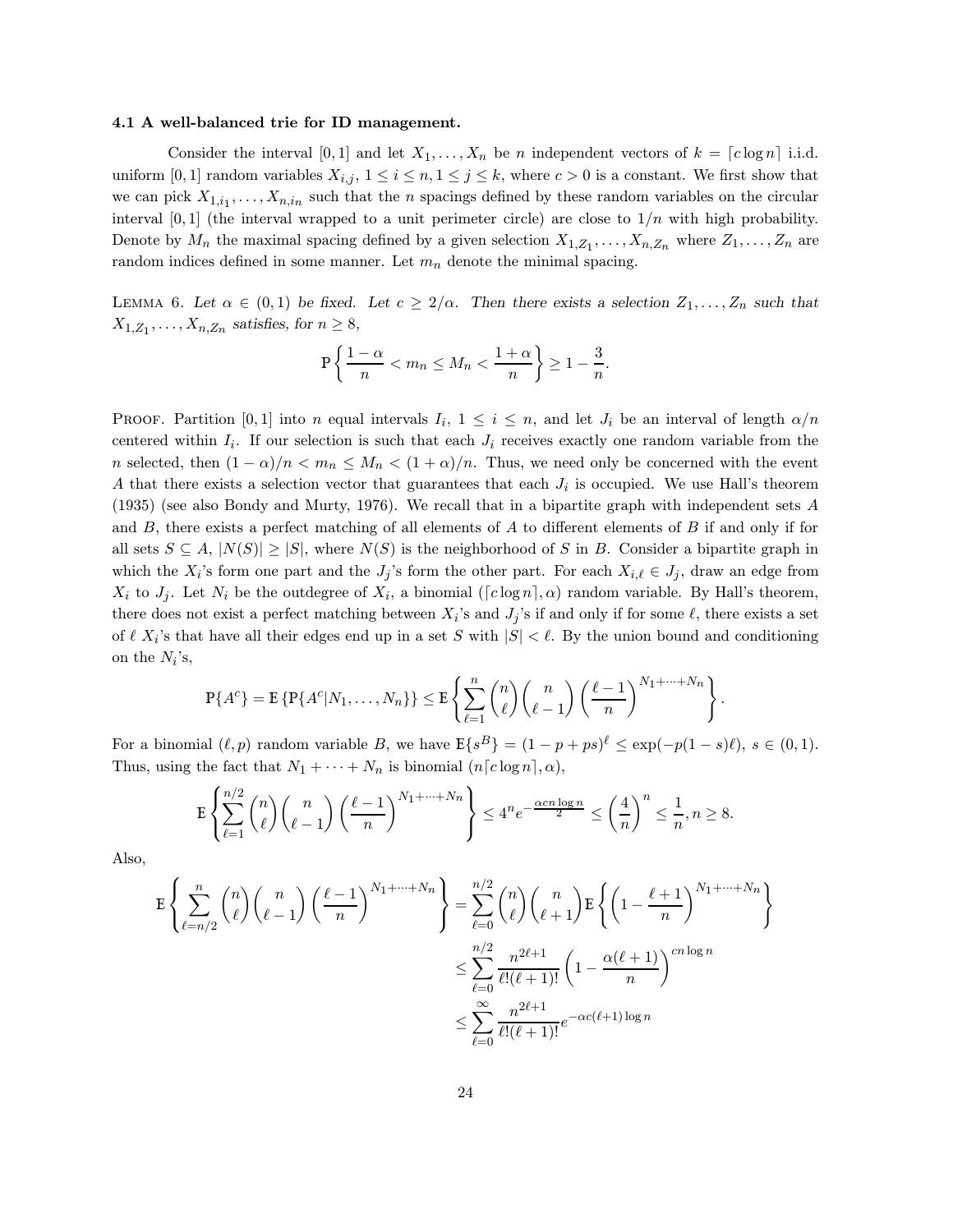### 4.1 A well-balanced trie for ID management.

Consider the interval $[0,1]$ and let $X_1, \ldots, X_n$ be $n$ independent vectors of $k = \lceil c \log n \rceil$ i.i.d. uniform $[0,1]$ random variables $X_{i,j}$, $1 \le i \le n, 1 \le j \le k$, where $c > 0$ is a constant. We first show that we can pick $X_{1,i_1}, \ldots, X_{n,i_n}$ such that the $n$ spacings defined by these random variables on the circular interval $[0,1]$ (the interval wrapped to a unit perimeter circle) are close to $1/n$ with high probability. Denote by $M_n$ the maximal spacing defined by a given selection $X_{1,Z_1}, \ldots, X_{n,Z_n}$ where $Z_1, \ldots, Z_n$ are random indices defined in some manner. Let $m_n$ denote the minimal spacing.

Lemma 6. *Let $\alpha \in (0,1)$ be fixed. Let $c \ge 2/\alpha$. Then there exists a selection $Z_1, \ldots, Z_n$ such that $X_{1,Z_1}, \ldots, X_{n,Z_n}$ satisfies, for $n \ge 8$,*

$$\mathbf{P}\left\{ \frac{1-\alpha}{n} < m_n \le M_n < \frac{1+\alpha}{n} \right\} \ge 1 - \frac{3}{n}.$$

Proof. Partition $[0,1]$ into $n$ equal intervals $I_i$, $1 \le i \le n$, and let $J_i$ be an interval of length $\alpha/n$ centered within $I_i$. If our selection is such that each $J_i$ receives exactly one random variable from the $n$ selected, then $(1-\alpha)/n < m_n \le M_n < (1+\alpha)/n$. Thus, we need only be concerned with the event $A$ that there exists a selection vector that guarantees that each $J_i$ is occupied. We use Hall's theorem (1935) (see also Bondy and Murty, 1976). We recall that in a bipartite graph with independent sets $A$ and $B$, there exists a perfect matching of all elements of $A$ to different elements of $B$ if and only if for all sets $S \subseteq A$, $|N(S)| \ge |S|$, where $N(S)$ is the neighborhood of $S$ in $B$. Consider a bipartite graph in which the $X_i$'s form one part and the $J_j$'s form the other part. For each $X_{i,\ell} \in J_j$, draw an edge from $X_i$ to $J_j$. Let $N_i$ be the outdegree of $X_i$, a binomial $(\lceil c \log n \rceil, \alpha)$ random variable. By Hall's theorem, there does not exist a perfect matching between $X_i$'s and $J_j$'s if and only if for some $\ell$, there exists a set of $\ell$ $X_i$'s that have all their edges end up in a set $S$ with $|S| < \ell$. By the union bound and conditioning on the $N_i$'s,

$$\mathbf{P}\{A^c\} = \mathbf{E}\left\{\mathbf{P}\{A^c | N_1, \ldots, N_n\}\right\} \le \mathbf{E}\left\{ \sum_{\ell=1}^{n} \binom{n}{\ell} \binom{n}{\ell-1} \left(\frac{\ell-1}{n}\right)^{N_1 + \cdots + N_n} \right\}.$$

For a binomial $(\ell, p)$ random variable $B$, we have $\mathbf{E}\{s^B\} = (1 - p + ps)^\ell \le \exp(-p(1-s)\ell)$, $s \in (0,1)$. Thus, using the fact that $N_1 + \cdots + N_n$ is binomial $(n\lceil c \log n \rceil, \alpha)$,

$$\mathbf{E}\left\{ \sum_{\ell=1}^{n/2} \binom{n}{\ell} \binom{n}{\ell-1} \left(\frac{\ell-1}{n}\right)^{N_1 + \cdots + N_n} \right\} \le 4^n e^{-\frac{\alpha c n \log n}{2}} \le \left(\frac{4}{n}\right)^n \le \frac{1}{n}, n \ge 8.$$

Also,

$$\begin{aligned}
\mathbf{E}\left\{ \sum_{\ell=n/2}^{n} \binom{n}{\ell} \binom{n}{\ell-1} \left(\frac{\ell-1}{n}\right)^{N_1 + \cdots + N_n} \right\} &= \sum_{\ell=0}^{n/2} \binom{n}{\ell} \binom{n}{\ell+1} \mathbf{E}\left\{ \left(1 - \frac{\ell+1}{n}\right)^{N_1 + \cdots + N_n} \right\} \\
&\le \sum_{\ell=0}^{n/2} \frac{n^{2\ell+1}}{\ell!(\ell+1)!} \left(1 - \frac{\alpha(\ell+1)}{n}\right)^{cn \log n} \\
&\le \sum_{\ell=0}^{\infty} \frac{n^{2\ell+1}}{\ell!(\ell+1)!} e^{-\alpha c(\ell+1) \log n}
\end{aligned}$$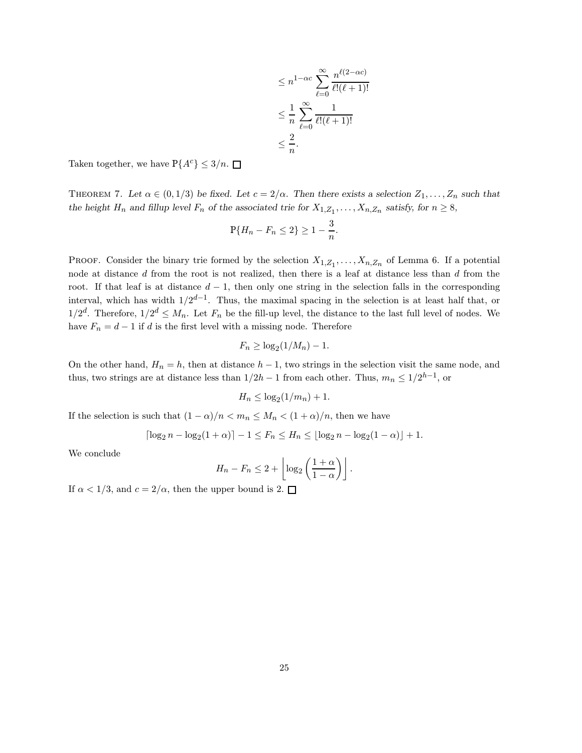$$
\begin{aligned}
&\leq n^{1-\alpha c} \sum_{\ell=0}^{\infty} \frac{n^{\ell(2-\alpha c)}}{\ell!(\ell+1)!} \\
&\leq \frac{1}{n} \sum_{\ell=0}^{\infty} \frac{1}{\ell!(\ell+1)!} \\
&\leq \frac{2}{n}.
\end{aligned}
$$

Taken together, we have $\mathbb{P}\{A^c\} \leq 3/n$. □

THEOREM 7. *Let $\alpha \in (0, 1/3)$ be fixed. Let $c = 2/\alpha$. Then there exists a selection $Z_1, \ldots, Z_n$ such that the height $H_n$ and fillup level $F_n$ of the associated trie for $X_{1,Z_1}, \ldots, X_{n,Z_n}$ satisfy, for $n \geq 8$,*

$$
\mathbb{P}\{H_n - F_n \leq 2\} \geq 1 - \frac{3}{n}.
$$

PROOF. Consider the binary trie formed by the selection $X_{1,Z_1}, \ldots, X_{n,Z_n}$ of Lemma 6. If a potential node at distance $d$ from the root is not realized, then there is a leaf at distance less than $d$ from the root. If that leaf is at distance $d-1$, then only one string in the selection falls in the corresponding interval, which has width $1/2^{d-1}$. Thus, the maximal spacing in the selection is at least half that, or $1/2^d$. Therefore, $1/2^d \leq M_n$. Let $F_n$ be the fill-up level, the distance to the last full level of nodes. We have $F_n = d - 1$ if $d$ is the first level with a missing node. Therefore

$$
F_n \geq \log_2(1/M_n) - 1.
$$

On the other hand, $H_n = h$, then at distance $h-1$, two strings in the selection visit the same node, and thus, two strings are at distance less than $1/2h - 1$ from each other. Thus, $m_n \leq 1/2^{h-1}$, or

$$
H_n \leq \log_2(1/m_n) + 1.
$$

If the selection is such that $(1-\alpha)/n < m_n \leq M_n < (1+\alpha)/n$, then we have

$$
\lceil \log_2 n - \log_2(1+\alpha) \rceil - 1 \leq F_n \leq H_n \leq \lfloor \log_2 n - \log_2(1-\alpha) \rfloor + 1.
$$

We conclude

$$
H_n - F_n \leq 2 + \left\lfloor \log_2 \left( \frac{1+\alpha}{1-\alpha} \right) \right\rfloor.
$$

If $\alpha < 1/3$, and $c = 2/\alpha$, then the upper bound is 2. □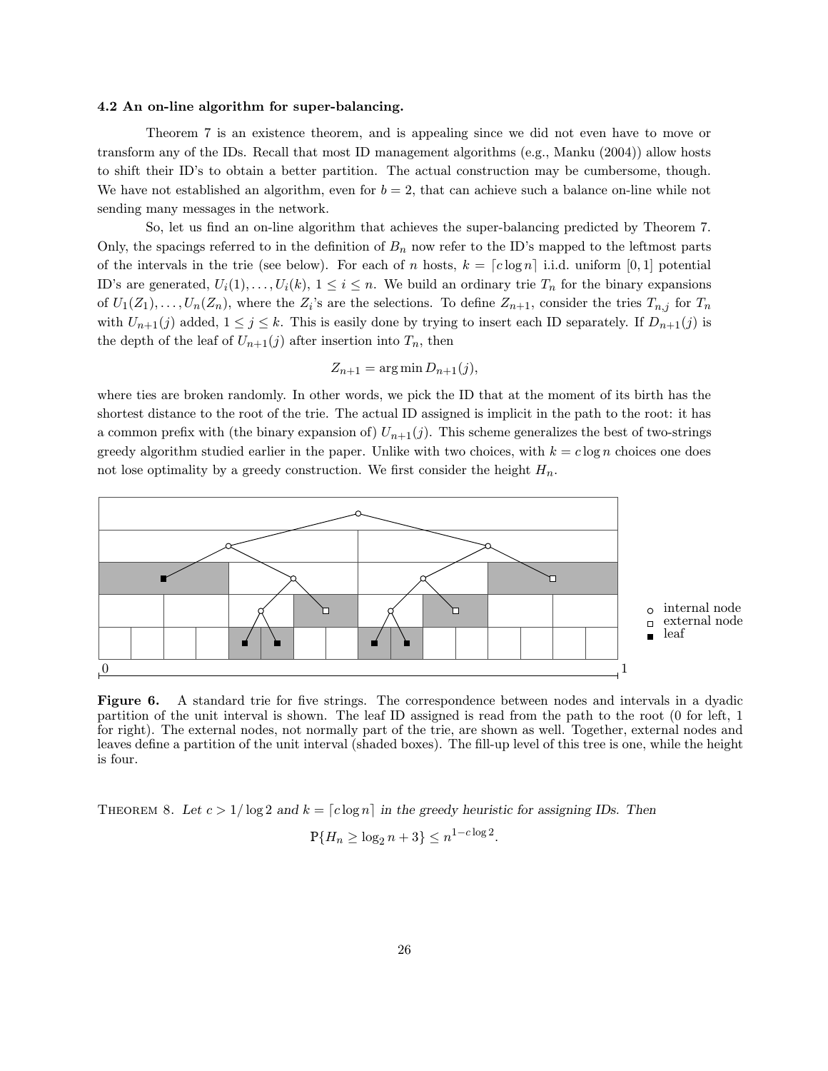**4.2 An on-line algorithm for super-balancing.**

Theorem 7 is an existence theorem, and is appealing since we did not even have to move or transform any of the IDs. Recall that most ID management algorithms (e.g., Manku (2004)) allow hosts to shift their ID's to obtain a better partition. The actual construction may be cumbersome, though. We have not established an algorithm, even for $b = 2$, that can achieve such a balance on-line while not sending many messages in the network.

So, let us find an on-line algorithm that achieves the super-balancing predicted by Theorem 7. Only, the spacings referred to in the definition of $B_n$ now refer to the ID's mapped to the leftmost parts of the intervals in the trie (see below). For each of $n$ hosts, $k = \lceil c \log n \rceil$ i.i.d. uniform $[0, 1]$ potential ID's are generated, $U_i(1), \ldots, U_i(k)$, $1 \le i \le n$. We build an ordinary trie $T_n$ for the binary expansions of $U_1(Z_1), \ldots, U_n(Z_n)$, where the $Z_i$'s are the selections. To define $Z_{n+1}$, consider the tries $T_{n,j}$ for $T_n$ with $U_{n+1}(j)$ added, $1 \le j \le k$. This is easily done by trying to insert each ID separately. If $D_{n+1}(j)$ is the depth of the leaf of $U_{n+1}(j)$ after insertion into $T_n$, then

$$Z_{n+1} = \arg\min D_{n+1}(j),$$

where ties are broken randomly. In other words, we pick the ID that at the moment of its birth has the shortest distance to the root of the trie. The actual ID assigned is implicit in the path to the root: it has a common prefix with (the binary expansion of) $U_{n+1}(j)$. This scheme generalizes the best of two-strings greedy algorithm studied earlier in the paper. Unlike with two choices, with $k = c \log n$ choices one does not lose optimality by a greedy construction. We first consider the height $H_n$.

**Figure 6.** A standard trie for five strings. The correspondence between nodes and intervals in a dyadic partition of the unit interval is shown. The leaf ID assigned is read from the path to the root (0 for left, 1 for right). The external nodes, not normally part of the trie, are shown as well. Together, external nodes and leaves define a partition of the unit interval (shaded boxes). The fill-up level of this tree is one, while the height is four.

THEOREM 8. *Let $c > 1/\log 2$ and $k = \lceil c \log n \rceil$ in the greedy heuristic for assigning IDs. Then*

$$\mathbf{P}\{H_n \ge \log_2 n + 3\} \le n^{1 - c \log 2}.$$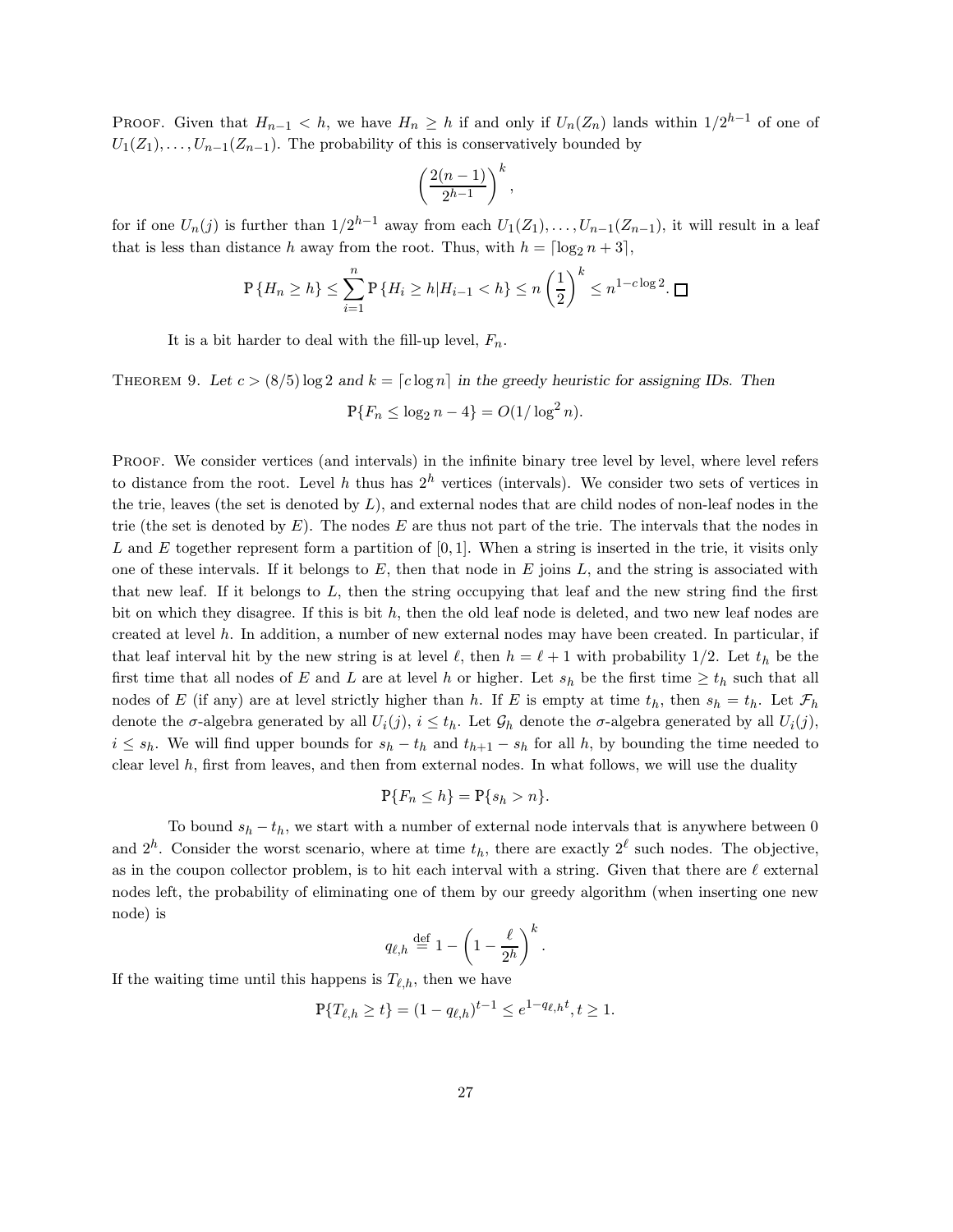PROOF. Given that $H_{n-1} < h$, we have $H_n \geq h$ if and only if $U_n(Z_n)$ lands within $1/2^{h-1}$ of one of $U_1(Z_1), \ldots, U_{n-1}(Z_{n-1})$. The probability of this is conservatively bounded by

$$\left(\frac{2(n-1)}{2^{h-1}}\right)^k,$$

for if one $U_n(j)$ is further than $1/2^{h-1}$ away from each $U_1(Z_1), \ldots, U_{n-1}(Z_{n-1})$, it will result in a leaf that is less than distance $h$ away from the root. Thus, with $h = \lceil \log_2 n + 3 \rceil$,

$$\mathbb{P}\{H_n \geq h\} \leq \sum_{i=1}^{n} \mathbb{P}\{H_i \geq h | H_{i-1} < h\} \leq n\left(\frac{1}{2}\right)^k \leq n^{1-c\log 2}. \square$$

It is a bit harder to deal with the fill-up level, $F_n$.

THEOREM 9. *Let $c > (8/5)\log 2$ and $k = \lceil c \log n \rceil$ in the greedy heuristic for assigning IDs. Then*

$$\mathbb{P}\{F_n \leq \log_2 n - 4\} = O(1/\log^2 n).$$

PROOF. We consider vertices (and intervals) in the infinite binary tree level by level, where level refers to distance from the root. Level $h$ thus has $2^h$ vertices (intervals). We consider two sets of vertices in the trie, leaves (the set is denoted by $L$), and external nodes that are child nodes of non-leaf nodes in the trie (the set is denoted by $E$). The nodes $E$ are thus not part of the trie. The intervals that the nodes in $L$ and $E$ together represent form a partition of $[0, 1]$. When a string is inserted in the trie, it visits only one of these intervals. If it belongs to $E$, then that node in $E$ joins $L$, and the string is associated with that new leaf. If it belongs to $L$, then the string occupying that leaf and the new string find the first bit on which they disagree. If this is bit $h$, then the old leaf node is deleted, and two new leaf nodes are created at level $h$. In addition, a number of new external nodes may have been created. In particular, if that leaf interval hit by the new string is at level $\ell$, then $h = \ell + 1$ with probability 1/2. Let $t_h$ be the first time that all nodes of $E$ and $L$ are at level $h$ or higher. Let $s_h$ be the first time $\geq t_h$ such that all nodes of $E$ (if any) are at level strictly higher than $h$. If $E$ is empty at time $t_h$, then $s_h = t_h$. Let $\mathcal{F}_h$ denote the $\sigma$-algebra generated by all $U_i(j)$, $i \leq t_h$. Let $\mathcal{G}_h$ denote the $\sigma$-algebra generated by all $U_i(j)$, $i \leq s_h$. We will find upper bounds for $s_h - t_h$ and $t_{h+1} - s_h$ for all $h$, by bounding the time needed to clear level $h$, first from leaves, and then from external nodes. In what follows, we will use the duality

$$\mathbb{P}\{F_n \leq h\} = \mathbb{P}\{s_h > n\}.$$

To bound $s_h - t_h$, we start with a number of external node intervals that is anywhere between 0 and $2^h$. Consider the worst scenario, where at time $t_h$, there are exactly $2^\ell$ such nodes. The objective, as in the coupon collector problem, is to hit each interval with a string. Given that there are $\ell$ external nodes left, the probability of eliminating one of them by our greedy algorithm (when inserting one new node) is

$$q_{\ell,h} \stackrel{\text{def}}{=} 1 - \left(1 - \frac{\ell}{2^h}\right)^k.$$

If the waiting time until this happens is $T_{\ell,h}$, then we have

$$\mathbb{P}\{T_{\ell,h} \geq t\} = (1 - q_{\ell,h})^{t-1} \leq e^{1-q_{\ell,h}t}, t \geq 1.$$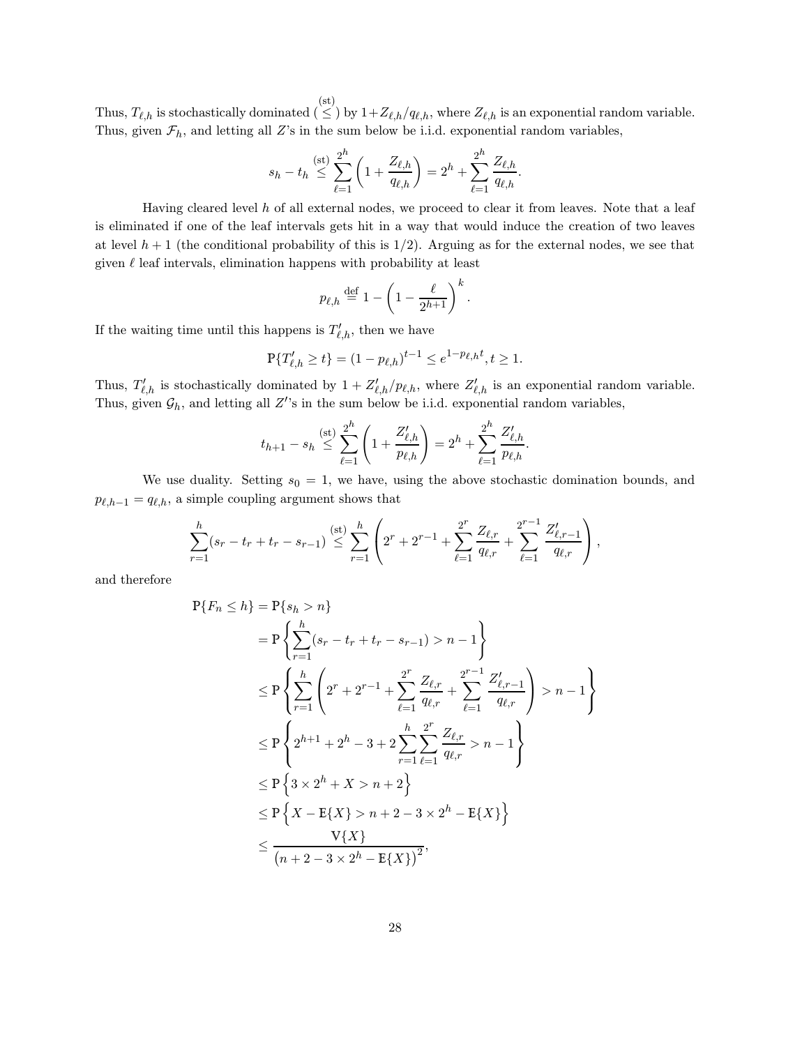Thus, $T_{\ell,h}$ is stochastically dominated ($\stackrel{\text{(st)}}{\leq}$) by $1+Z_{\ell,h}/q_{\ell,h}$, where $Z_{\ell,h}$ is an exponential random variable. Thus, given $\mathcal{F}_h$, and letting all $Z$'s in the sum below be i.i.d. exponential random variables,

$$s_h - t_h \stackrel{\text{(st)}}{\leq} \sum_{\ell=1}^{2^h} \left(1 + \frac{Z_{\ell,h}}{q_{\ell,h}}\right) = 2^h + \sum_{\ell=1}^{2^h} \frac{Z_{\ell,h}}{q_{\ell,h}}.$$

Having cleared level $h$ of all external nodes, we proceed to clear it from leaves. Note that a leaf is eliminated if one of the leaf intervals gets hit in a way that would induce the creation of two leaves at level $h+1$ (the conditional probability of this is $1/2$). Arguing as for the external nodes, we see that given $\ell$ leaf intervals, elimination happens with probability at least

$$p_{\ell,h} \stackrel{\text{def}}{=} 1 - \left(1 - \frac{\ell}{2^{h+1}}\right)^k.$$

If the waiting time until this happens is $T'_{\ell,h}$, then we have

$$\mathbf{P}\{T'_{\ell,h} \geq t\} = (1-p_{\ell,h})^{t-1} \leq e^{1-p_{\ell,h}t}, t \geq 1.$$

Thus, $T'_{\ell,h}$ is stochastically dominated by $1 + Z'_{\ell,h}/p_{\ell,h}$, where $Z'_{\ell,h}$ is an exponential random variable. Thus, given $\mathcal{G}_h$, and letting all $Z'$'s in the sum below be i.i.d. exponential random variables,

$$t_{h+1} - s_h \stackrel{\text{(st)}}{\leq} \sum_{\ell=1}^{2^h} \left(1 + \frac{Z'_{\ell,h}}{p_{\ell,h}}\right) = 2^h + \sum_{\ell=1}^{2^h} \frac{Z'_{\ell,h}}{p_{\ell,h}}.$$

We use duality. Setting $s_0 = 1$, we have, using the above stochastic domination bounds, and $p_{\ell,h-1} = q_{\ell,h}$, a simple coupling argument shows that

$$\sum_{r=1}^{h}(s_r - t_r + t_r - s_{r-1}) \stackrel{\text{(st)}}{\leq} \sum_{r=1}^{h}\left(2^r + 2^{r-1} + \sum_{\ell=1}^{2^r}\frac{Z_{\ell,r}}{q_{\ell,r}} + \sum_{\ell=1}^{2^{r-1}}\frac{Z'_{\ell,r-1}}{q_{\ell,r}}\right),$$

and therefore

$$\begin{aligned}
\mathbf{P}\{F_n \leq h\} &= \mathbf{P}\{s_h > n\} \\
&= \mathbf{P}\left\{\sum_{r=1}^{h}(s_r - t_r + t_r - s_{r-1}) > n-1\right\} \\
&\leq \mathbf{P}\left\{\sum_{r=1}^{h}\left(2^r + 2^{r-1} + \sum_{\ell=1}^{2^r}\frac{Z_{\ell,r}}{q_{\ell,r}} + \sum_{\ell=1}^{2^{r-1}}\frac{Z'_{\ell,r-1}}{q_{\ell,r}}\right) > n-1\right\} \\
&\leq \mathbf{P}\left\{2^{h+1} + 2^h - 3 + 2\sum_{r=1}^{h}\sum_{\ell=1}^{2^r}\frac{Z_{\ell,r}}{q_{\ell,r}} > n-1\right\} \\
&\leq \mathbf{P}\left\{3 \times 2^h + X > n+2\right\} \\
&\leq \mathbf{P}\left\{X - \mathbf{E}\{X\} > n + 2 - 3 \times 2^h - \mathbf{E}\{X\}\right\} \\
&\leq \frac{\mathbf{V}\{X\}}{\left(n + 2 - 3 \times 2^h - \mathbf{E}\{X\}\right)^2},
\end{aligned}$$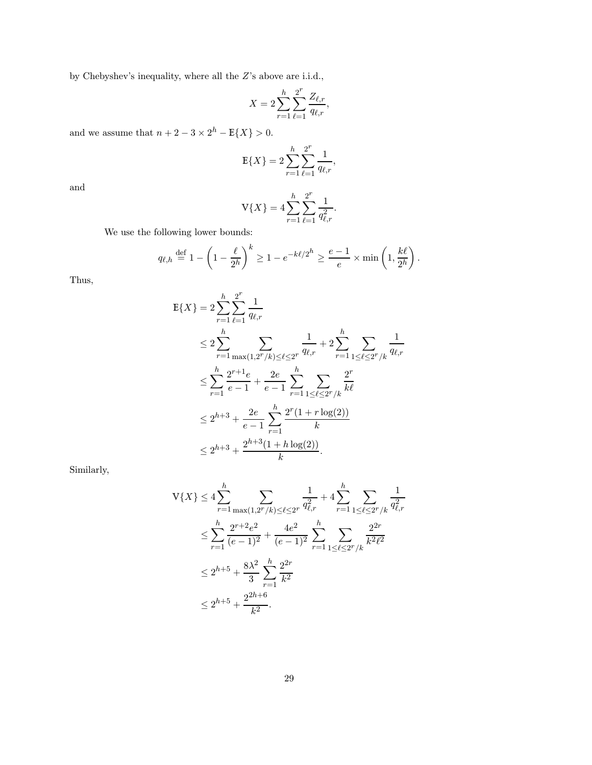by Chebyshev's inequality, where all the $Z$'s above are i.i.d.,

$$X = 2\sum_{r=1}^{h}\sum_{\ell=1}^{2^r}\frac{Z_{\ell,r}}{q_{\ell,r}},$$

and we assume that $n + 2 - 3 \times 2^h - \mathbb{E}\{X\} > 0$.

$$\mathbb{E}\{X\} = 2\sum_{r=1}^{h}\sum_{\ell=1}^{2^r}\frac{1}{q_{\ell,r}},$$

and

$$\mathbb{V}\{X\} = 4\sum_{r=1}^{h}\sum_{\ell=1}^{2^r}\frac{1}{q_{\ell,r}^2}.$$

We use the following lower bounds:

$$q_{\ell,h} \stackrel{\text{def}}{=} 1 - \left(1 - \frac{\ell}{2^h}\right)^k \geq 1 - e^{-k\ell/2^h} \geq \frac{e-1}{e} \times \min\left(1, \frac{k\ell}{2^h}\right).$$

Thus,

$$\begin{aligned}
\mathbb{E}\{X\} &= 2\sum_{r=1}^{h}\sum_{\ell=1}^{2^r}\frac{1}{q_{\ell,r}} \\
&\leq 2\sum_{r=1}^{h}\sum_{\max(1,2^r/k)\leq\ell\leq 2^r}\frac{1}{q_{\ell,r}} + 2\sum_{r=1}^{h}\sum_{1\leq\ell\leq 2^r/k}\frac{1}{q_{\ell,r}} \\
&\leq \sum_{r=1}^{h}\frac{2^{r+1}e}{e-1} + \frac{2e}{e-1}\sum_{r=1}^{h}\sum_{1\leq\ell\leq 2^r/k}\frac{2^r}{k\ell} \\
&\leq 2^{h+3} + \frac{2e}{e-1}\sum_{r=1}^{h}\frac{2^r(1+r\log(2))}{k} \\
&\leq 2^{h+3} + \frac{2^{h+3}(1+h\log(2))}{k}.
\end{aligned}$$

Similarly,

$$\begin{aligned}
\mathbb{V}\{X\} &\leq 4\sum_{r=1}^{h}\sum_{\max(1,2^r/k)\leq\ell\leq 2^r}\frac{1}{q_{\ell,r}^2} + 4\sum_{r=1}^{h}\sum_{1\leq\ell\leq 2^r/k}\frac{1}{q_{\ell,r}^2} \\
&\leq \sum_{r=1}^{h}\frac{2^{r+2}e^2}{(e-1)^2} + \frac{4e^2}{(e-1)^2}\sum_{r=1}^{h}\sum_{1\leq\ell\leq 2^r/k}\frac{2^{2r}}{k^2\ell^2} \\
&\leq 2^{h+5} + \frac{8\lambda^2}{3}\sum_{r=1}^{h}\frac{2^{2r}}{k^2} \\
&\leq 2^{h+5} + \frac{2^{2h+6}}{k^2}.
\end{aligned}$$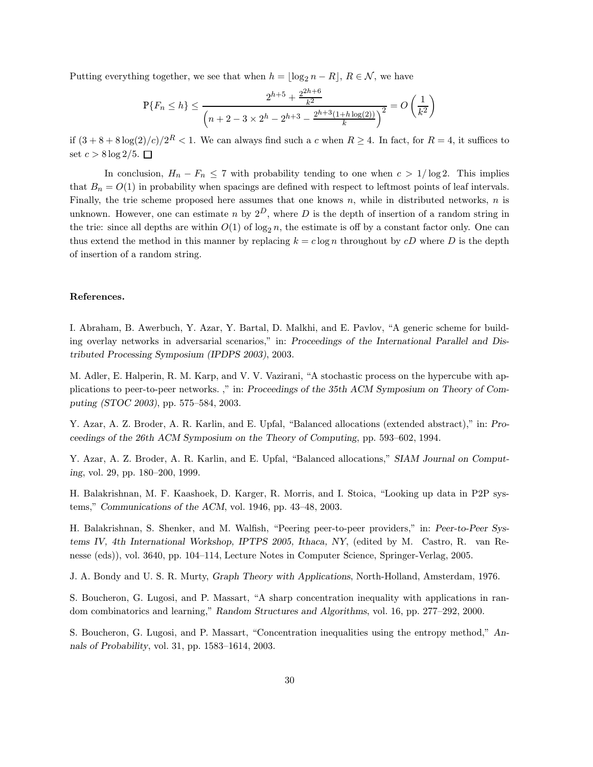Putting everything together, we see that when $h = \lfloor \log_2 n - R \rfloor$, $R \in \mathcal{N}$, we have

$$\mathbf{P}\{F_n \leq h\} \leq \frac{2^{h+5} + \frac{2^{2h+6}}{k^2}}{\left(n + 2 - 3 \times 2^h - 2^{h+3} - \frac{2^{h+3}(1+h\log(2))}{k}\right)^2} = O\left(\frac{1}{k^2}\right)$$

if $(3 + 8 + 8\log(2)/c)/2^R < 1$. We can always find such a $c$ when $R \geq 4$. In fact, for $R = 4$, it suffices to set $c > 8\log 2/5$. $\square$

In conclusion, $H_n - F_n \leq 7$ with probability tending to one when $c > 1/\log 2$. This implies that $B_n = O(1)$ in probability when spacings are defined with respect to leftmost points of leaf intervals. Finally, the trie scheme proposed here assumes that one knows $n$, while in distributed networks, $n$ is unknown. However, one can estimate $n$ by $2^D$, where $D$ is the depth of insertion of a random string in the trie: since all depths are within $O(1)$ of $\log_2 n$, the estimate is off by a constant factor only. One can thus extend the method in this manner by replacing $k = c\log n$ throughout by $cD$ where $D$ is the depth of insertion of a random string.

**References.**

I. Abraham, B. Awerbuch, Y. Azar, Y. Bartal, D. Malkhi, and E. Pavlov, "A generic scheme for building overlay networks in adversarial scenarios," in: *Proceedings of the International Parallel and Distributed Processing Symposium (IPDPS 2003)*, 2003.

M. Adler, E. Halperin, R. M. Karp, and V. V. Vazirani, "A stochastic process on the hypercube with applications to peer-to-peer networks. ," in: *Proceedings of the 35th ACM Symposium on Theory of Computing (STOC 2003)*, pp. 575–584, 2003.

Y. Azar, A. Z. Broder, A. R. Karlin, and E. Upfal, "Balanced allocations (extended abstract)," in: *Proceedings of the 26th ACM Symposium on the Theory of Computing*, pp. 593–602, 1994.

Y. Azar, A. Z. Broder, A. R. Karlin, and E. Upfal, "Balanced allocations," *SIAM Journal on Computing*, vol. 29, pp. 180–200, 1999.

H. Balakrishnan, M. F. Kaashoek, D. Karger, R. Morris, and I. Stoica, "Looking up data in P2P systems," *Communications of the ACM*, vol. 1946, pp. 43–48, 2003.

H. Balakrishnan, S. Shenker, and M. Walfish, "Peering peer-to-peer providers," in: *Peer-to-Peer Systems IV, 4th International Workshop, IPTPS 2005, Ithaca, NY*, (edited by M. Castro, R. van Renesse (eds)), vol. 3640, pp. 104–114, Lecture Notes in Computer Science, Springer-Verlag, 2005.

J. A. Bondy and U. S. R. Murty, *Graph Theory with Applications*, North-Holland, Amsterdam, 1976.

S. Boucheron, G. Lugosi, and P. Massart, "A sharp concentration inequality with applications in random combinatorics and learning," *Random Structures and Algorithms*, vol. 16, pp. 277–292, 2000.

S. Boucheron, G. Lugosi, and P. Massart, "Concentration inequalities using the entropy method," *Annals of Probability*, vol. 31, pp. 1583–1614, 2003.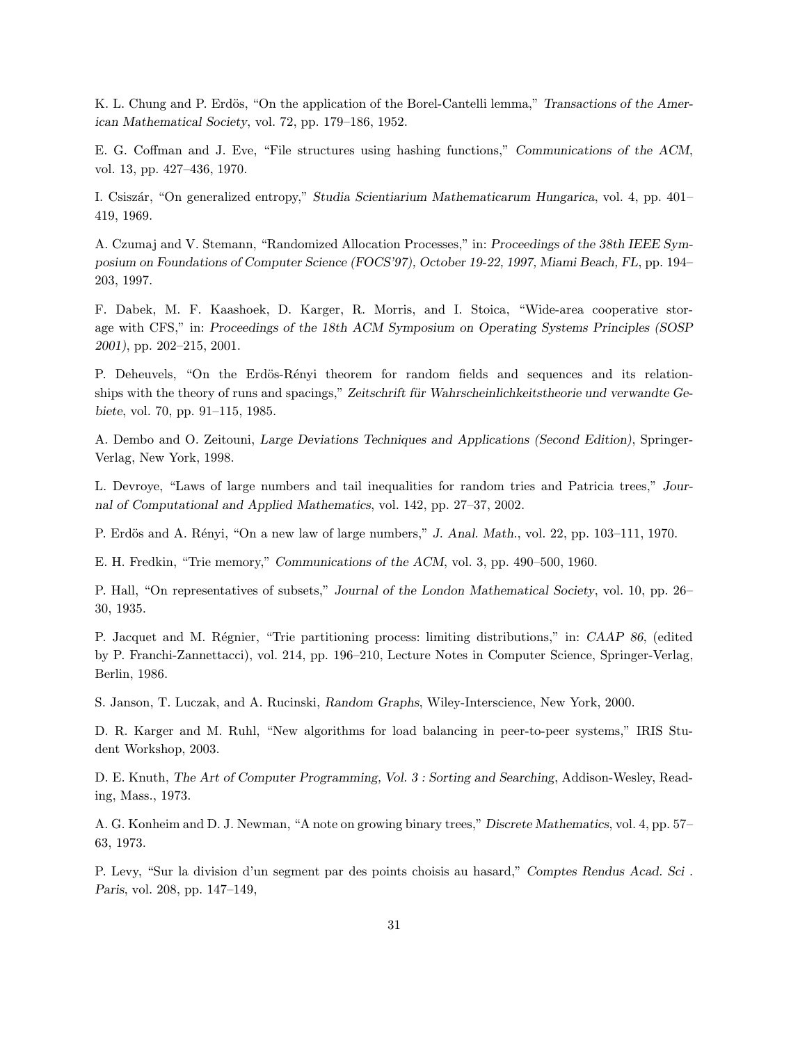K. L. Chung and P. Erdös, "On the application of the Borel-Cantelli lemma," *Transactions of the American Mathematical Society*, vol. 72, pp. 179–186, 1952.

E. G. Coffman and J. Eve, "File structures using hashing functions," *Communications of the ACM*, vol. 13, pp. 427–436, 1970.

I. Csiszár, "On generalized entropy," *Studia Scientiarium Mathematicarum Hungarica*, vol. 4, pp. 401–419, 1969.

A. Czumaj and V. Stemann, "Randomized Allocation Processes," in: *Proceedings of the 38th IEEE Symposium on Foundations of Computer Science (FOCS'97), October 19-22, 1997, Miami Beach, FL*, pp. 194–203, 1997.

F. Dabek, M. F. Kaashoek, D. Karger, R. Morris, and I. Stoica, "Wide-area cooperative storage with CFS," in: *Proceedings of the 18th ACM Symposium on Operating Systems Principles (SOSP 2001)*, pp. 202–215, 2001.

P. Deheuvels, "On the Erdös-Rényi theorem for random fields and sequences and its relationships with the theory of runs and spacings," *Zeitschrift für Wahrscheinlichkeitstheorie und verwandte Gebiete*, vol. 70, pp. 91–115, 1985.

A. Dembo and O. Zeitouni, *Large Deviations Techniques and Applications (Second Edition)*, Springer-Verlag, New York, 1998.

L. Devroye, "Laws of large numbers and tail inequalities for random tries and Patricia trees," *Journal of Computational and Applied Mathematics*, vol. 142, pp. 27–37, 2002.

P. Erdös and A. Rényi, "On a new law of large numbers," *J. Anal. Math.*, vol. 22, pp. 103–111, 1970.

E. H. Fredkin, "Trie memory," *Communications of the ACM*, vol. 3, pp. 490–500, 1960.

P. Hall, "On representatives of subsets," *Journal of the London Mathematical Society*, vol. 10, pp. 26–30, 1935.

P. Jacquet and M. Régnier, "Trie partitioning process: limiting distributions," in: *CAAP 86*, (edited by P. Franchi-Zannettacci), vol. 214, pp. 196–210, Lecture Notes in Computer Science, Springer-Verlag, Berlin, 1986.

S. Janson, T. Luczak, and A. Rucinski, *Random Graphs*, Wiley-Interscience, New York, 2000.

D. R. Karger and M. Ruhl, "New algorithms for load balancing in peer-to-peer systems," IRIS Student Workshop, 2003.

D. E. Knuth, *The Art of Computer Programming, Vol. 3 : Sorting and Searching*, Addison-Wesley, Reading, Mass., 1973.

A. G. Konheim and D. J. Newman, "A note on growing binary trees," *Discrete Mathematics*, vol. 4, pp. 57–63, 1973.

P. Levy, "Sur la division d'un segment par des points choisis au hasard," *Comptes Rendus Acad. Sci . Paris*, vol. 208, pp. 147–149,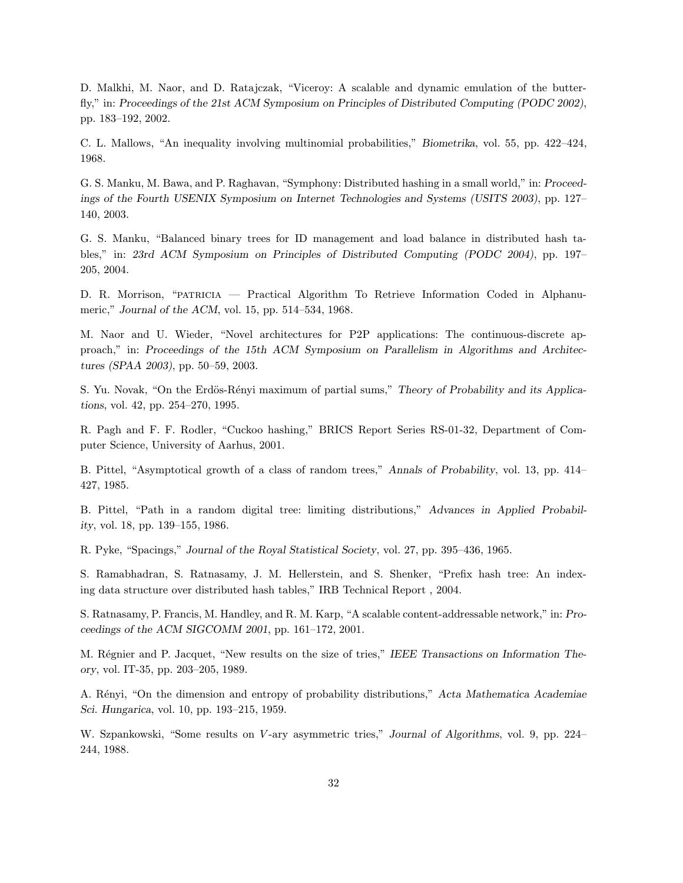D. Malkhi, M. Naor, and D. Ratajczak, "Viceroy: A scalable and dynamic emulation of the butterfly," in: *Proceedings of the 21st ACM Symposium on Principles of Distributed Computing (PODC 2002)*, pp. 183–192, 2002.

C. L. Mallows, "An inequality involving multinomial probabilities," *Biometrika*, vol. 55, pp. 422–424, 1968.

G. S. Manku, M. Bawa, and P. Raghavan, "Symphony: Distributed hashing in a small world," in: *Proceedings of the Fourth USENIX Symposium on Internet Technologies and Systems (USITS 2003)*, pp. 127–140, 2003.

G. S. Manku, "Balanced binary trees for ID management and load balance in distributed hash tables," in: *23rd ACM Symposium on Principles of Distributed Computing (PODC 2004)*, pp. 197–205, 2004.

D. R. Morrison, "PATRICIA — Practical Algorithm To Retrieve Information Coded in Alphanumeric," *Journal of the ACM*, vol. 15, pp. 514–534, 1968.

M. Naor and U. Wieder, "Novel architectures for P2P applications: The continuous-discrete approach," in: *Proceedings of the 15th ACM Symposium on Parallelism in Algorithms and Architectures (SPAA 2003)*, pp. 50–59, 2003.

S. Yu. Novak, "On the Erdös-Rényi maximum of partial sums," *Theory of Probability and its Applications*, vol. 42, pp. 254–270, 1995.

R. Pagh and F. F. Rodler, "Cuckoo hashing," BRICS Report Series RS-01-32, Department of Computer Science, University of Aarhus, 2001.

B. Pittel, "Asymptotical growth of a class of random trees," *Annals of Probability*, vol. 13, pp. 414–427, 1985.

B. Pittel, "Path in a random digital tree: limiting distributions," *Advances in Applied Probability*, vol. 18, pp. 139–155, 1986.

R. Pyke, "Spacings," *Journal of the Royal Statistical Society*, vol. 27, pp. 395–436, 1965.

S. Ramabhadran, S. Ratnasamy, J. M. Hellerstein, and S. Shenker, "Prefix hash tree: An indexing data structure over distributed hash tables," IRB Technical Report , 2004.

S. Ratnasamy, P. Francis, M. Handley, and R. M. Karp, "A scalable content-addressable network," in: *Proceedings of the ACM SIGCOMM 2001*, pp. 161–172, 2001.

M. Régnier and P. Jacquet, "New results on the size of tries," *IEEE Transactions on Information Theory*, vol. IT-35, pp. 203–205, 1989.

A. Rényi, "On the dimension and entropy of probability distributions," *Acta Mathematica Academiae Sci. Hungarica*, vol. 10, pp. 193–215, 1959.

W. Szpankowski, "Some results on $V$-ary asymmetric tries," *Journal of Algorithms*, vol. 9, pp. 224–244, 1988.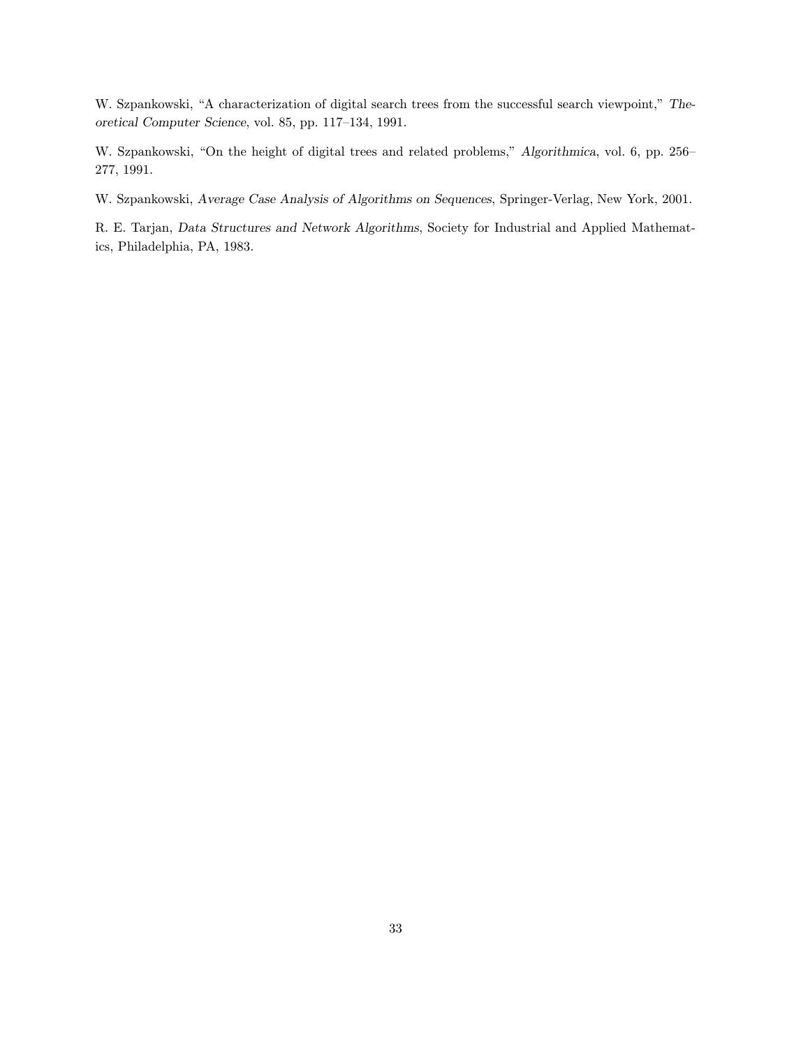W. Szpankowski, "A characterization of digital search trees from the successful search viewpoint," *Theoretical Computer Science*, vol. 85, pp. 117–134, 1991.

W. Szpankowski, "On the height of digital trees and related problems," *Algorithmica*, vol. 6, pp. 256–277, 1991.

W. Szpankowski, *Average Case Analysis of Algorithms on Sequences*, Springer-Verlag, New York, 2001.

R. E. Tarjan, *Data Structures and Network Algorithms*, Society for Industrial and Applied Mathematics, Philadelphia, PA, 1983.